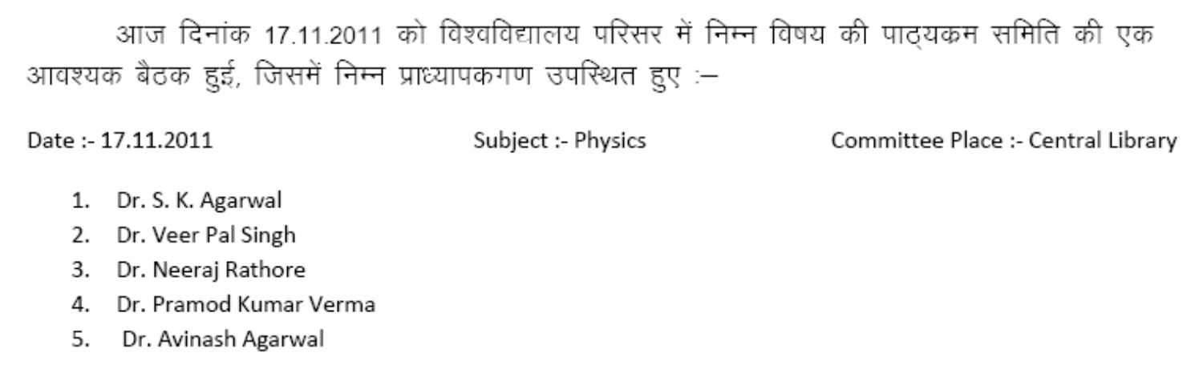आज दिनांक 17.11.2011 को विश्वविद्यालय परिसर में निम्न विषय की पाठ्यक्रम समिति की एक आवश्यक बैठक हुई, जिसमें निम्न प्राध्यापकगण उपस्थित हुए :—

Date :- 17.11.2011 Subject :- Physics Committee Place :- Central Library

1. Dr. S. K. Agarwal
2. Dr. Veer Pal Singh
3. Dr. Neeraj Rathore
4. Dr. Pramod Kumar Verma
5. Dr. Avinash Agarwal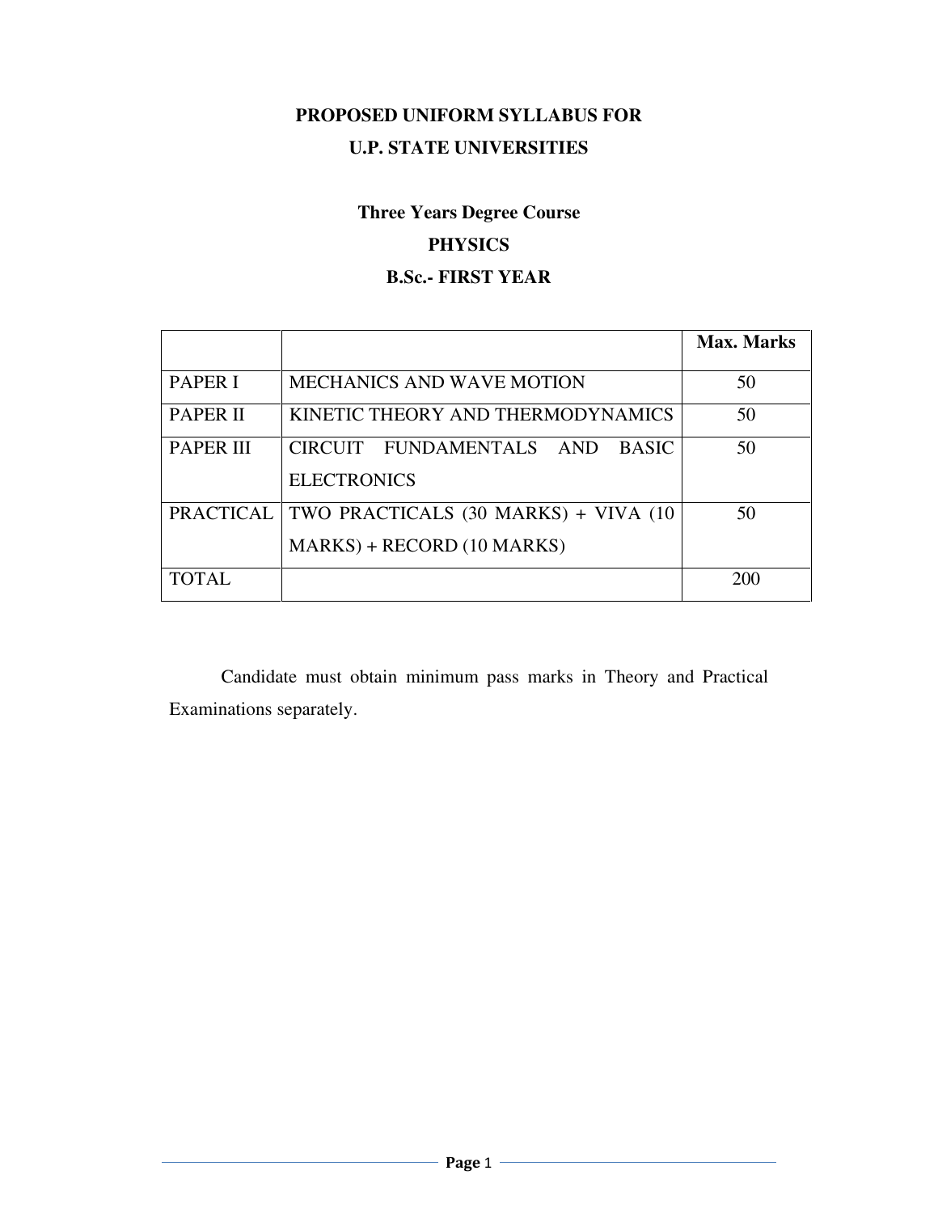**PROPOSED UNIFORM SYLLABUS FOR**
**U.P. STATE UNIVERSITIES**

**Three Years Degree Course**
**PHYSICS**
**B.Sc.- FIRST YEAR**

| | | **Max. Marks** |
|---|---|---|
| PAPER I | MECHANICS AND WAVE MOTION | 50 |
| PAPER II | KINETIC THEORY AND THERMODYNAMICS | 50 |
| PAPER III | CIRCUIT FUNDAMENTALS AND BASIC ELECTRONICS | 50 |
| PRACTICAL | TWO PRACTICALS (30 MARKS) + VIVA (10 MARKS) + RECORD (10 MARKS) | 50 |
| TOTAL | | 200 |

Candidate must obtain minimum pass marks in Theory and Practical Examinations separately.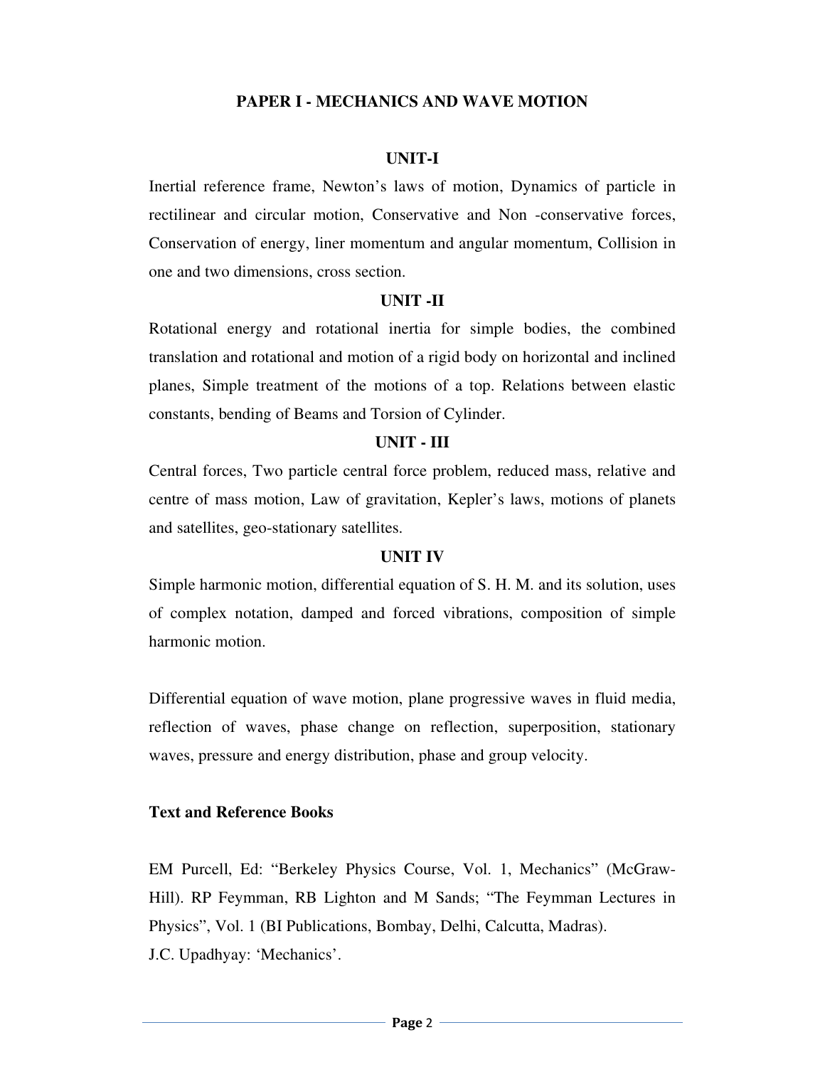## PAPER I - MECHANICS AND WAVE MOTION

### UNIT-I

Inertial reference frame, Newton's laws of motion, Dynamics of particle in rectilinear and circular motion, Conservative and Non -conservative forces, Conservation of energy, liner momentum and angular momentum, Collision in one and two dimensions, cross section.

### UNIT -II

Rotational energy and rotational inertia for simple bodies, the combined translation and rotational and motion of a rigid body on horizontal and inclined planes, Simple treatment of the motions of a top. Relations between elastic constants, bending of Beams and Torsion of Cylinder.

### UNIT - III

Central forces, Two particle central force problem, reduced mass, relative and centre of mass motion, Law of gravitation, Kepler's laws, motions of planets and satellites, geo-stationary satellites.

### UNIT IV

Simple harmonic motion, differential equation of S. H. M. and its solution, uses of complex notation, damped and forced vibrations, composition of simple harmonic motion.

Differential equation of wave motion, plane progressive waves in fluid media, reflection of waves, phase change on reflection, superposition, stationary waves, pressure and energy distribution, phase and group velocity.

**Text and Reference Books**

EM Purcell, Ed: "Berkeley Physics Course, Vol. 1, Mechanics" (McGraw-Hill). RP Feymman, RB Lighton and M Sands; "The Feymman Lectures in Physics", Vol. 1 (BI Publications, Bombay, Delhi, Calcutta, Madras).

J.C. Upadhyay: 'Mechanics'.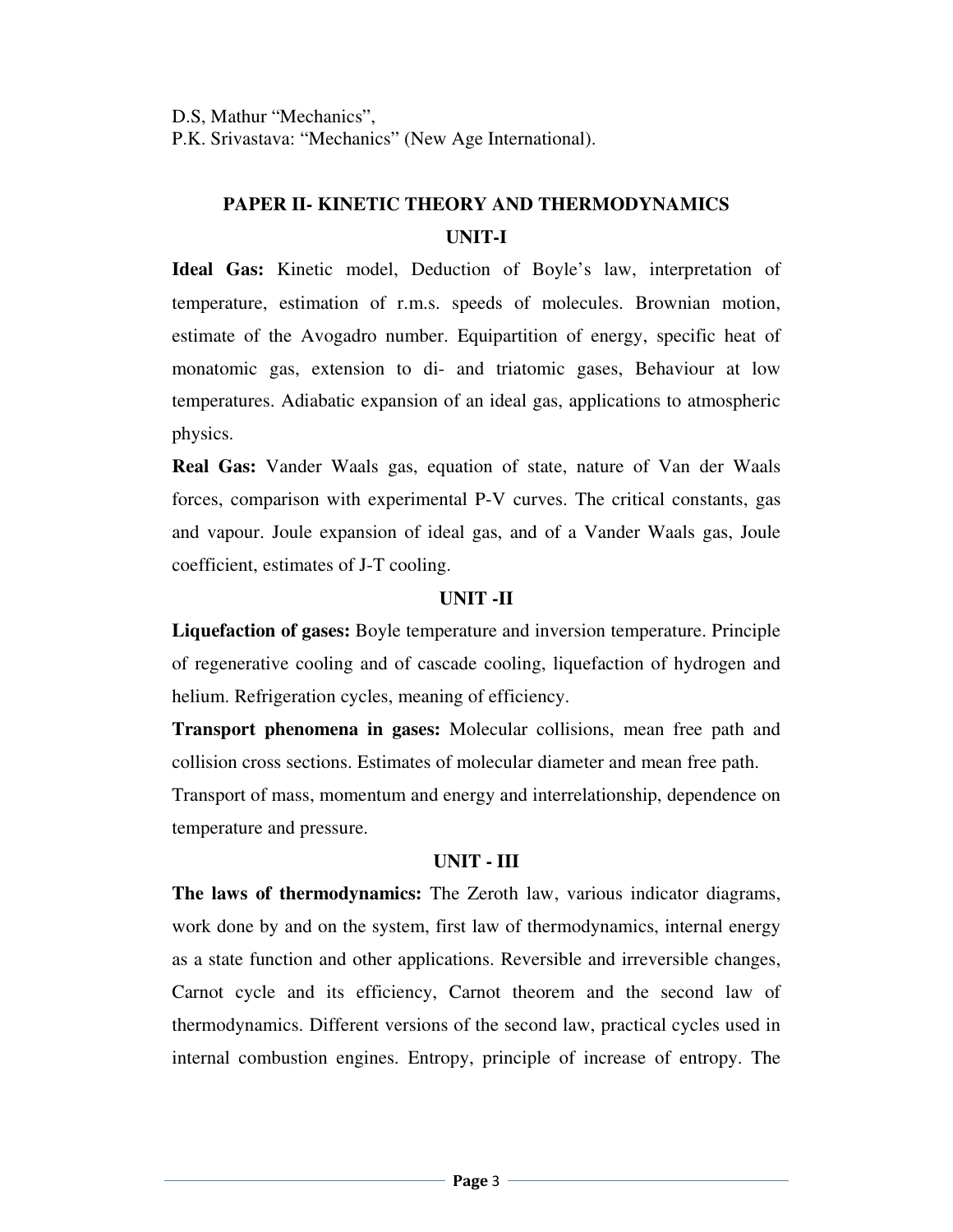D.S, Mathur "Mechanics",
P.K. Srivastava: "Mechanics" (New Age International).

## PAPER II- KINETIC THEORY AND THERMODYNAMICS

### UNIT-I

**Ideal Gas:** Kinetic model, Deduction of Boyle's law, interpretation of temperature, estimation of r.m.s. speeds of molecules. Brownian motion, estimate of the Avogadro number. Equipartition of energy, specific heat of monatomic gas, extension to di- and triatomic gases, Behaviour at low temperatures. Adiabatic expansion of an ideal gas, applications to atmospheric physics.

**Real Gas:** Vander Waals gas, equation of state, nature of Van der Waals forces, comparison with experimental P-V curves. The critical constants, gas and vapour. Joule expansion of ideal gas, and of a Vander Waals gas, Joule coefficient, estimates of J-T cooling.

### UNIT -II

**Liquefaction of gases:** Boyle temperature and inversion temperature. Principle of regenerative cooling and of cascade cooling, liquefaction of hydrogen and helium. Refrigeration cycles, meaning of efficiency.

**Transport phenomena in gases:** Molecular collisions, mean free path and collision cross sections. Estimates of molecular diameter and mean free path. Transport of mass, momentum and energy and interrelationship, dependence on temperature and pressure.

### UNIT - III

**The laws of thermodynamics:** The Zeroth law, various indicator diagrams, work done by and on the system, first law of thermodynamics, internal energy as a state function and other applications. Reversible and irreversible changes, Carnot cycle and its efficiency, Carnot theorem and the second law of thermodynamics. Different versions of the second law, practical cycles used in internal combustion engines. Entropy, principle of increase of entropy. The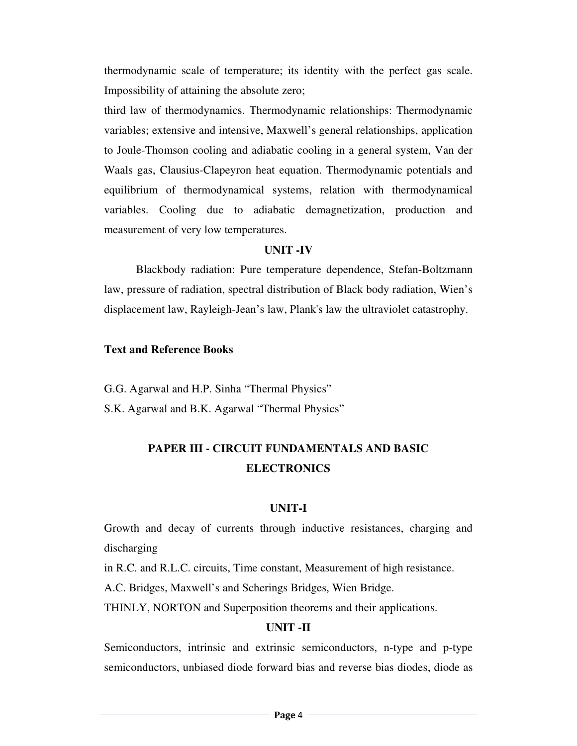thermodynamic scale of temperature; its identity with the perfect gas scale. Impossibility of attaining the absolute zero;

third law of thermodynamics. Thermodynamic relationships: Thermodynamic variables; extensive and intensive, Maxwell's general relationships, application to Joule-Thomson cooling and adiabatic cooling in a general system, Van der Waals gas, Clausius-Clapeyron heat equation. Thermodynamic potentials and equilibrium of thermodynamical systems, relation with thermodynamical variables. Cooling due to adiabatic demagnetization, production and measurement of very low temperatures.

### UNIT -IV

Blackbody radiation: Pure temperature dependence, Stefan-Boltzmann law, pressure of radiation, spectral distribution of Black body radiation, Wien's displacement law, Rayleigh-Jean's law, Plank's law the ultraviolet catastrophy.

**Text and Reference Books**

G.G. Agarwal and H.P. Sinha "Thermal Physics"

S.K. Agarwal and B.K. Agarwal "Thermal Physics"

## PAPER III - CIRCUIT FUNDAMENTALS AND BASIC ELECTRONICS

### UNIT-I

Growth and decay of currents through inductive resistances, charging and discharging

in R.C. and R.L.C. circuits, Time constant, Measurement of high resistance.

A.C. Bridges, Maxwell's and Scherings Bridges, Wien Bridge.

THINLY, NORTON and Superposition theorems and their applications.

### UNIT -II

Semiconductors, intrinsic and extrinsic semiconductors, n-type and p-type semiconductors, unbiased diode forward bias and reverse bias diodes, diode as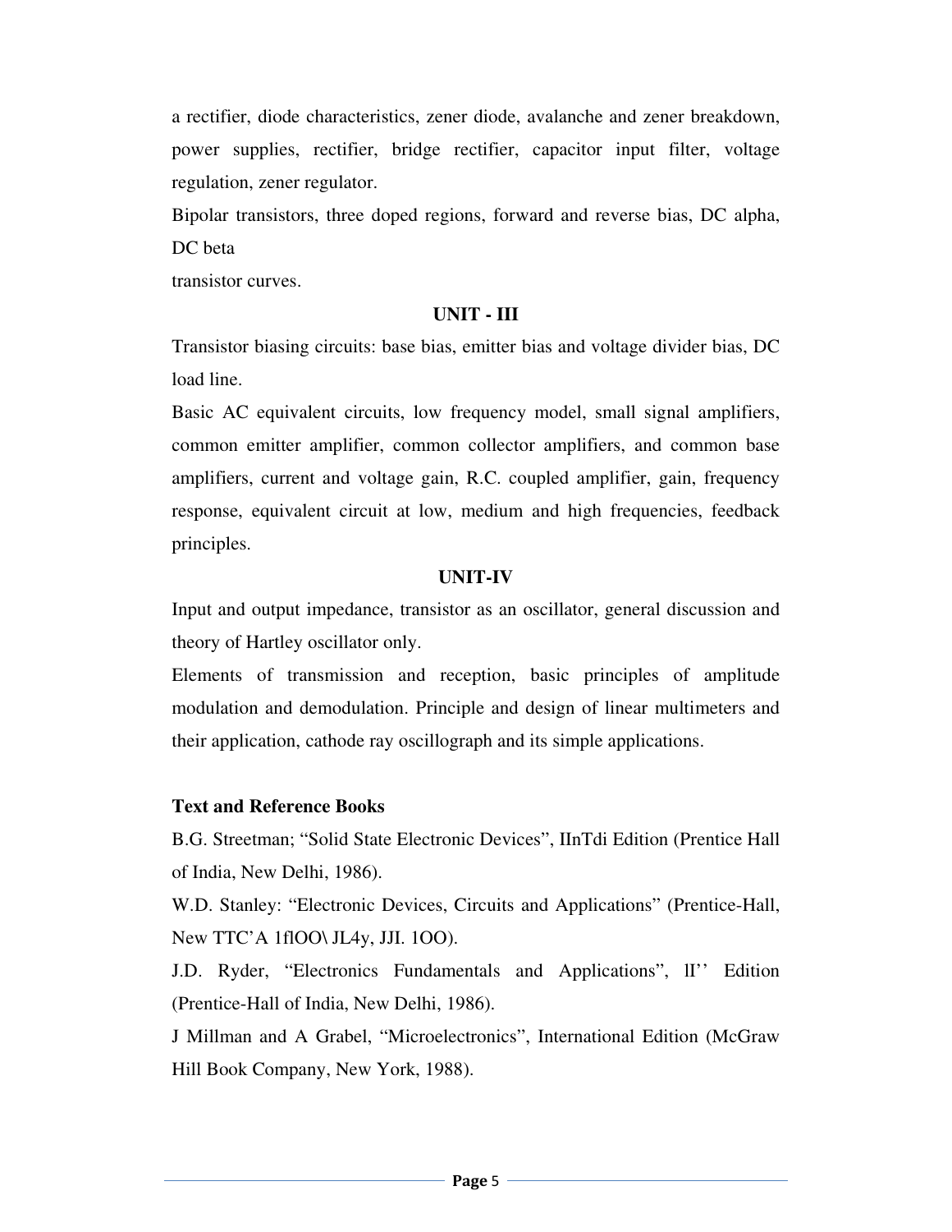a rectifier, diode characteristics, zener diode, avalanche and zener breakdown, power supplies, rectifier, bridge rectifier, capacitor input filter, voltage regulation, zener regulator.

Bipolar transistors, three doped regions, forward and reverse bias, DC alpha, DC beta

transistor curves.

### UNIT - III

Transistor biasing circuits: base bias, emitter bias and voltage divider bias, DC load line.

Basic AC equivalent circuits, low frequency model, small signal amplifiers, common emitter amplifier, common collector amplifiers, and common base amplifiers, current and voltage gain, R.C. coupled amplifier, gain, frequency response, equivalent circuit at low, medium and high frequencies, feedback principles.

### UNIT-IV

Input and output impedance, transistor as an oscillator, general discussion and theory of Hartley oscillator only.

Elements of transmission and reception, basic principles of amplitude modulation and demodulation. Principle and design of linear multimeters and their application, cathode ray oscillograph and its simple applications.

**Text and Reference Books**

B.G. Streetman; "Solid State Electronic Devices", IInTdi Edition (Prentice Hall of India, New Delhi, 1986).

W.D. Stanley: "Electronic Devices, Circuits and Applications" (Prentice-Hall, New TTC'A 1flOO\ JL4y, JJI. 1OO).

J.D. Ryder, "Electronics Fundamentals and Applications", lI'' Edition (Prentice-Hall of India, New Delhi, 1986).

J Millman and A Grabel, "Microelectronics", International Edition (McGraw Hill Book Company, New York, 1988).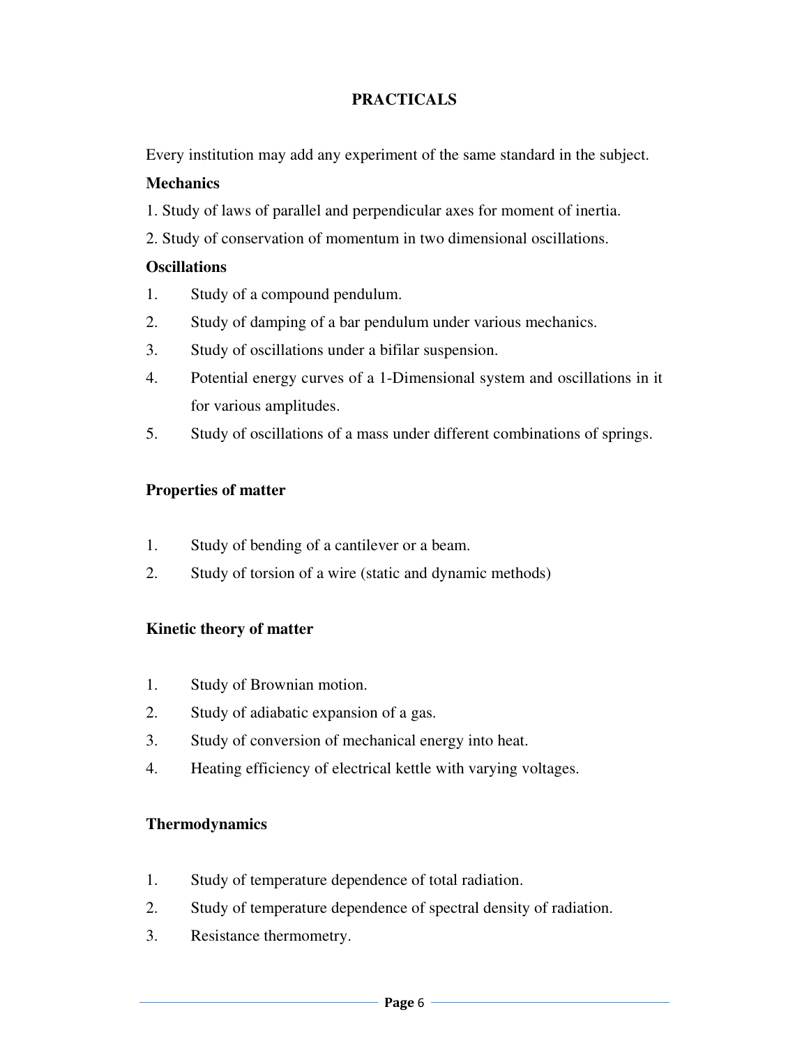## PRACTICALS

Every institution may add any experiment of the same standard in the subject.

**Mechanics**

1. Study of laws of parallel and perpendicular axes for moment of inertia.
2. Study of conservation of momentum in two dimensional oscillations.

**Oscillations**

1. Study of a compound pendulum.
2. Study of damping of a bar pendulum under various mechanics.
3. Study of oscillations under a bifilar suspension.
4. Potential energy curves of a 1-Dimensional system and oscillations in it for various amplitudes.
5. Study of oscillations of a mass under different combinations of springs.

**Properties of matter**

1. Study of bending of a cantilever or a beam.
2. Study of torsion of a wire (static and dynamic methods)

**Kinetic theory of matter**

1. Study of Brownian motion.
2. Study of adiabatic expansion of a gas.
3. Study of conversion of mechanical energy into heat.
4. Heating efficiency of electrical kettle with varying voltages.

**Thermodynamics**

1. Study of temperature dependence of total radiation.
2. Study of temperature dependence of spectral density of radiation.
3. Resistance thermometry.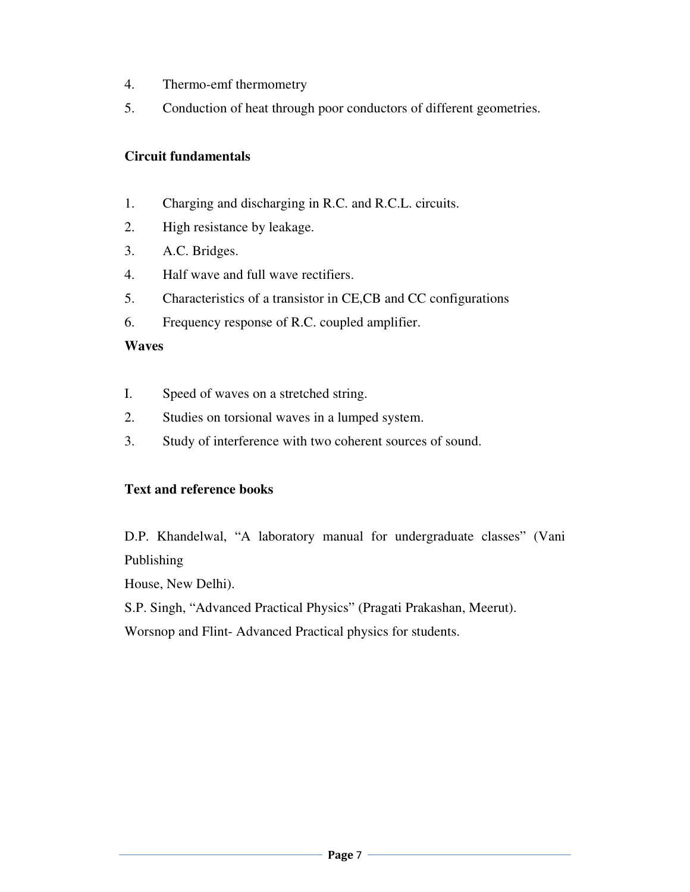4. Thermo-emf thermometry
5. Conduction of heat through poor conductors of different geometries.

**Circuit fundamentals**

1. Charging and discharging in R.C. and R.C.L. circuits.
2. High resistance by leakage.
3. A.C. Bridges.
4. Half wave and full wave rectifiers.
5. Characteristics of a transistor in CE,CB and CC configurations
6. Frequency response of R.C. coupled amplifier.

**Waves**

I. Speed of waves on a stretched string.

2. Studies on torsional waves in a lumped system.

3. Study of interference with two coherent sources of sound.

**Text and reference books**

D.P. Khandelwal, "A laboratory manual for undergraduate classes" (Vani Publishing
House, New Delhi).

S.P. Singh, "Advanced Practical Physics" (Pragati Prakashan, Meerut).

Worsnop and Flint- Advanced Practical physics for students.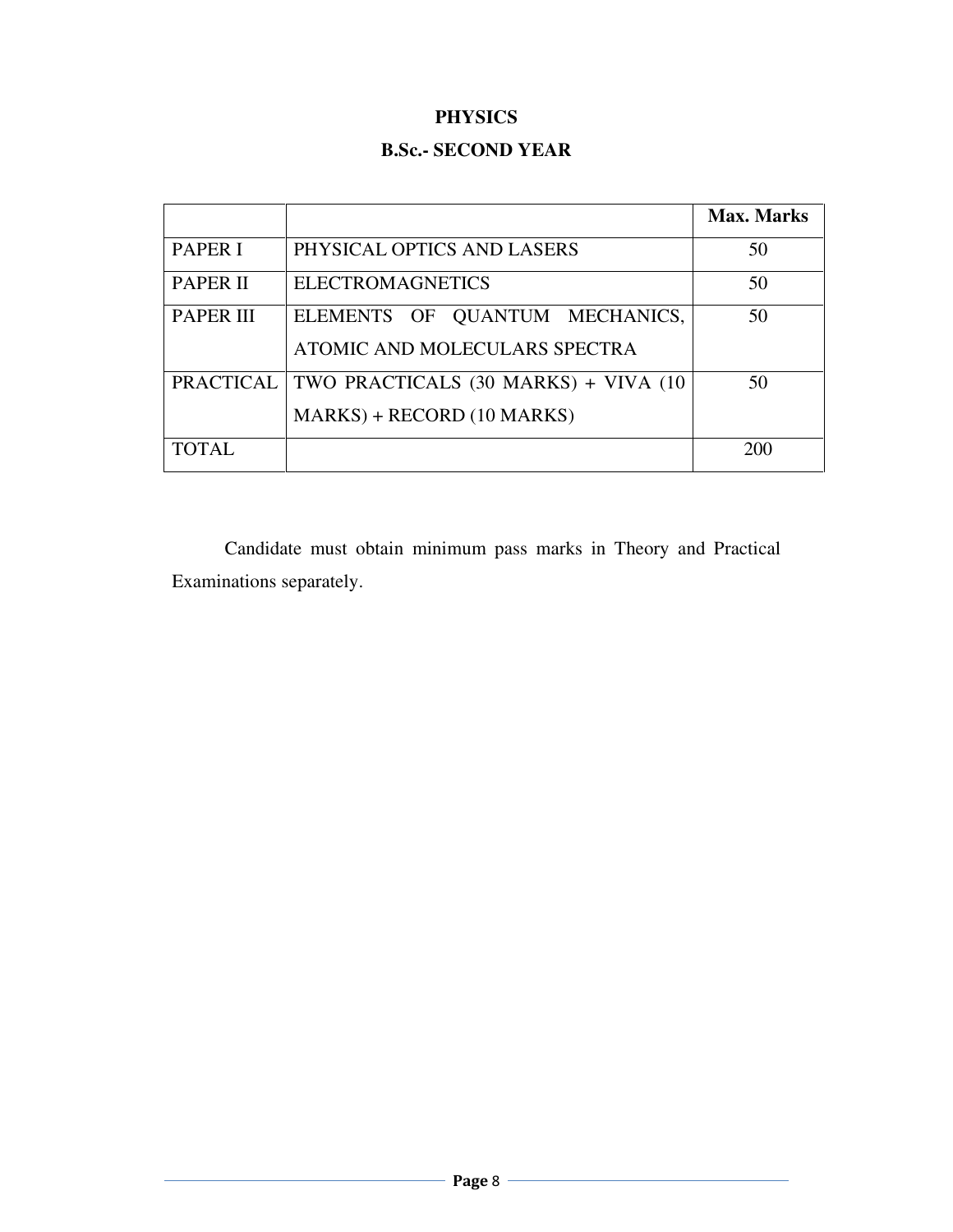# PHYSICS

## B.Sc.- SECOND YEAR

| | | Max. Marks |
|---|---|---|
| PAPER I | PHYSICAL OPTICS AND LASERS | 50 |
| PAPER II | ELECTROMAGNETICS | 50 |
| PAPER III | ELEMENTS OF QUANTUM MECHANICS, ATOMIC AND MOLECULARS SPECTRA | 50 |
| PRACTICAL | TWO PRACTICALS (30 MARKS) + VIVA (10 MARKS) + RECORD (10 MARKS) | 50 |
| TOTAL | | 200 |

Candidate must obtain minimum pass marks in Theory and Practical Examinations separately.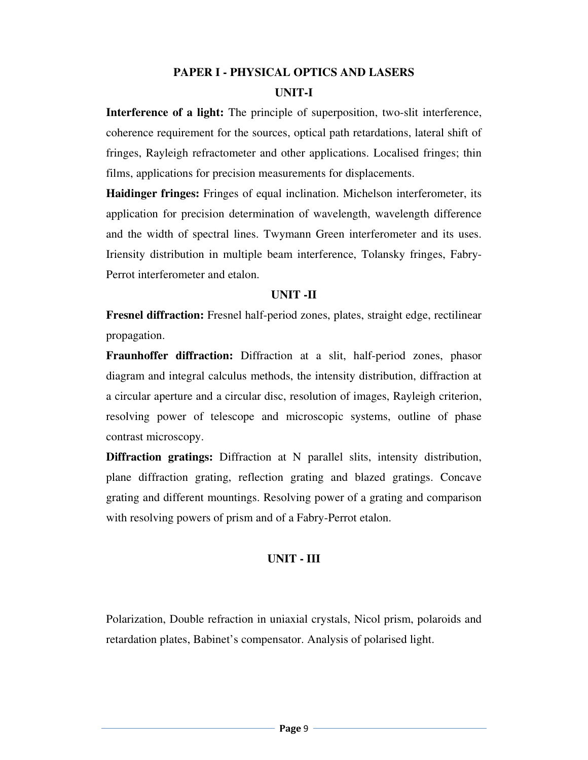## PAPER I - PHYSICAL OPTICS AND LASERS

### UNIT-I

**Interference of a light:** The principle of superposition, two-slit interference, coherence requirement for the sources, optical path retardations, lateral shift of fringes, Rayleigh refractometer and other applications. Localised fringes; thin films, applications for precision measurements for displacements.

**Haidinger fringes:** Fringes of equal inclination. Michelson interferometer, its application for precision determination of wavelength, wavelength difference and the width of spectral lines. Twymann Green interferometer and its uses. Iriensity distribution in multiple beam interference, Tolansky fringes, Fabry-Perrot interferometer and etalon.

### UNIT -II

**Fresnel diffraction:** Fresnel half-period zones, plates, straight edge, rectilinear propagation.

**Fraunhoffer diffraction:** Diffraction at a slit, half-period zones, phasor diagram and integral calculus methods, the intensity distribution, diffraction at a circular aperture and a circular disc, resolution of images, Rayleigh criterion, resolving power of telescope and microscopic systems, outline of phase contrast microscopy.

**Diffraction gratings:** Diffraction at N parallel slits, intensity distribution, plane diffraction grating, reflection grating and blazed gratings. Concave grating and different mountings. Resolving power of a grating and comparison with resolving powers of prism and of a Fabry-Perrot etalon.

### UNIT - III

Polarization, Double refraction in uniaxial crystals, Nicol prism, polaroids and retardation plates, Babinet's compensator. Analysis of polarised light.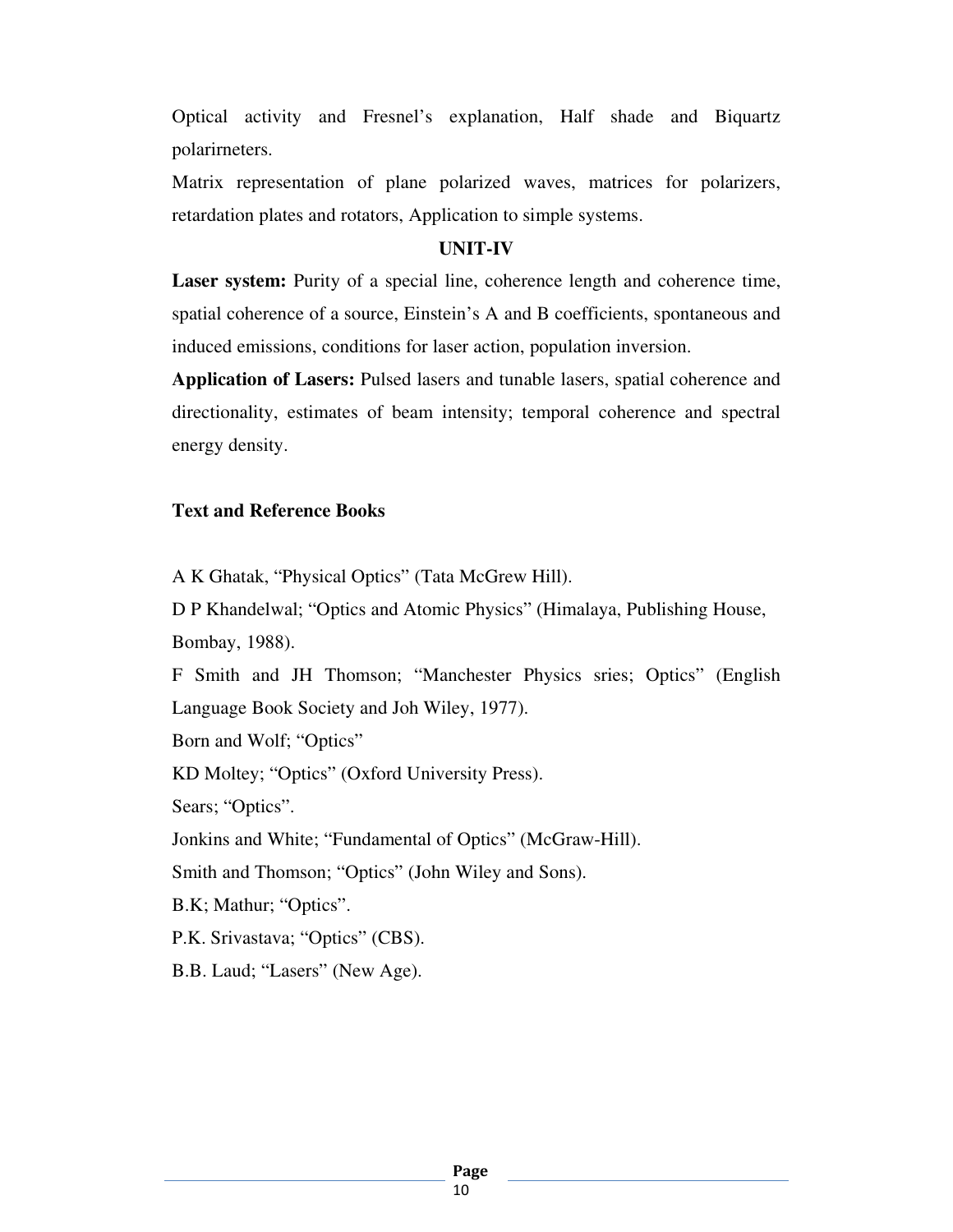Optical activity and Fresnel’s explanation, Half shade and Biquartz polarirneters.

Matrix representation of plane polarized waves, matrices for polarizers, retardation plates and rotators, Application to simple systems.

## UNIT-IV

**Laser system:** Purity of a special line, coherence length and coherence time, spatial coherence of a source, Einstein’s A and B coefficients, spontaneous and induced emissions, conditions for laser action, population inversion.

**Application of Lasers:** Pulsed lasers and tunable lasers, spatial coherence and directionality, estimates of beam intensity; temporal coherence and spectral energy density.

### Text and Reference Books

A K Ghatak, “Physical Optics” (Tata McGrew Hill).

D P Khandelwal; “Optics and Atomic Physics” (Himalaya, Publishing House, Bombay, 1988).

F Smith and JH Thomson; “Manchester Physics sries; Optics” (English Language Book Society and Joh Wiley, 1977).

Born and Wolf; “Optics”

KD Moltey; “Optics” (Oxford University Press).

Sears; “Optics”.

Jonkins and White; “Fundamental of Optics” (McGraw-Hill).

Smith and Thomson; “Optics” (John Wiley and Sons).

B.K; Mathur; “Optics”.

P.K. Srivastava; “Optics” (CBS).

B.B. Laud; “Lasers” (New Age).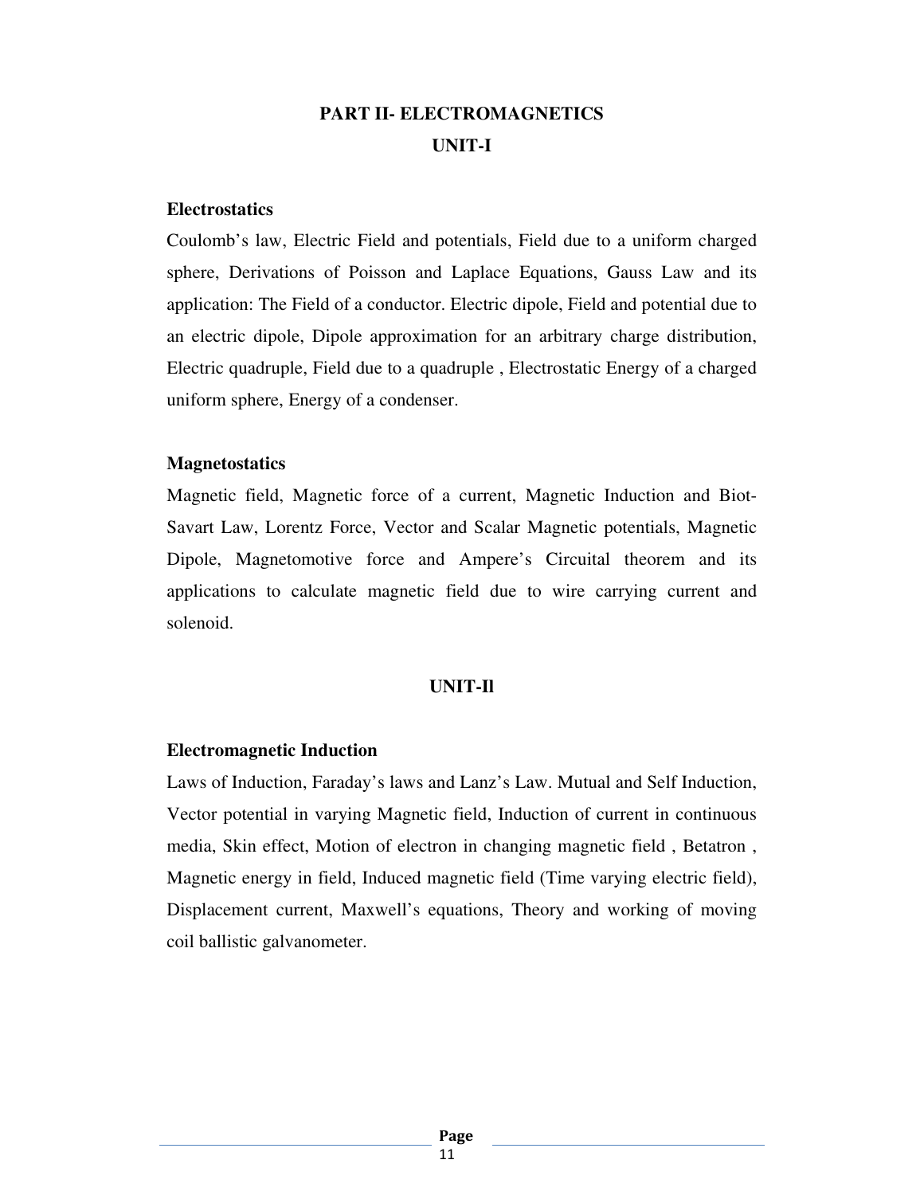# PART II- ELECTROMAGNETICS

## UNIT-I

### Electrostatics

Coulomb's law, Electric Field and potentials, Field due to a uniform charged sphere, Derivations of Poisson and Laplace Equations, Gauss Law and its application: The Field of a conductor. Electric dipole, Field and potential due to an electric dipole, Dipole approximation for an arbitrary charge distribution, Electric quadruple, Field due to a quadruple , Electrostatic Energy of a charged uniform sphere, Energy of a condenser.

### Magnetostatics

Magnetic field, Magnetic force of a current, Magnetic Induction and Biot-Savart Law, Lorentz Force, Vector and Scalar Magnetic potentials, Magnetic Dipole, Magnetomotive force and Ampere's Circuital theorem and its applications to calculate magnetic field due to wire carrying current and solenoid.

## UNIT-Il

### Electromagnetic Induction

Laws of Induction, Faraday's laws and Lanz's Law. Mutual and Self Induction, Vector potential in varying Magnetic field, Induction of current in continuous media, Skin effect, Motion of electron in changing magnetic field , Betatron , Magnetic energy in field, Induced magnetic field (Time varying electric field), Displacement current, Maxwell's equations, Theory and working of moving coil ballistic galvanometer.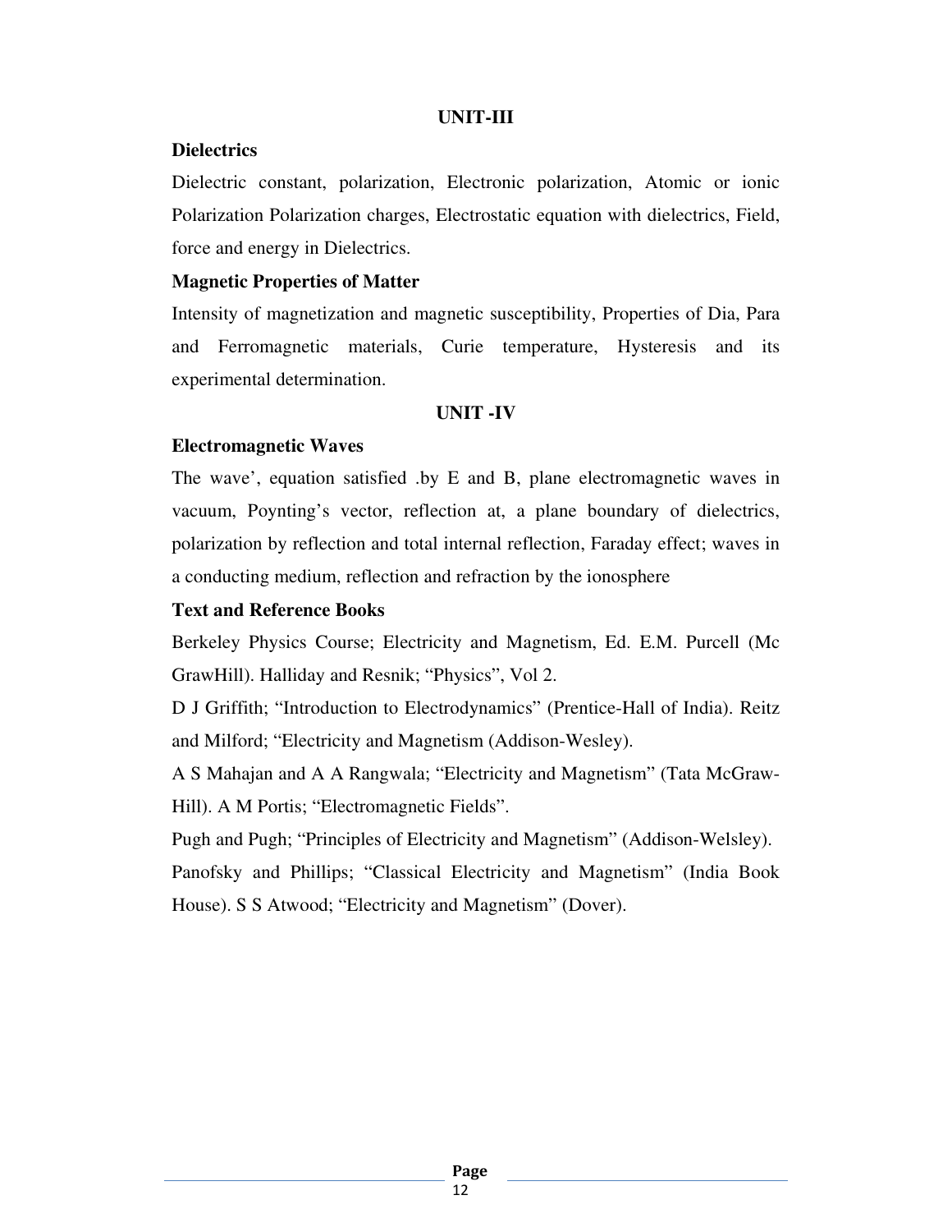## UNIT-III

### Dielectrics

Dielectric constant, polarization, Electronic polarization, Atomic or ionic Polarization Polarization charges, Electrostatic equation with dielectrics, Field, force and energy in Dielectrics.

### Magnetic Properties of Matter

Intensity of magnetization and magnetic susceptibility, Properties of Dia, Para and Ferromagnetic materials, Curie temperature, Hysteresis and its experimental determination.

## UNIT -IV

### Electromagnetic Waves

The wave', equation satisfied .by E and B, plane electromagnetic waves in vacuum, Poynting's vector, reflection at, a plane boundary of dielectrics, polarization by reflection and total internal reflection, Faraday effect; waves in a conducting medium, reflection and refraction by the ionosphere

### Text and Reference Books

Berkeley Physics Course; Electricity and Magnetism, Ed. E.M. Purcell (Mc GrawHill). Halliday and Resnik; "Physics", Vol 2.

D J Griffith; "Introduction to Electrodynamics" (Prentice-Hall of India). Reitz and Milford; "Electricity and Magnetism (Addison-Wesley).

A S Mahajan and A A Rangwala; "Electricity and Magnetism" (Tata McGraw-Hill). A M Portis; "Electromagnetic Fields".

Pugh and Pugh; "Principles of Electricity and Magnetism" (Addison-Welsley).

Panofsky and Phillips; "Classical Electricity and Magnetism" (India Book House). S S Atwood; "Electricity and Magnetism" (Dover).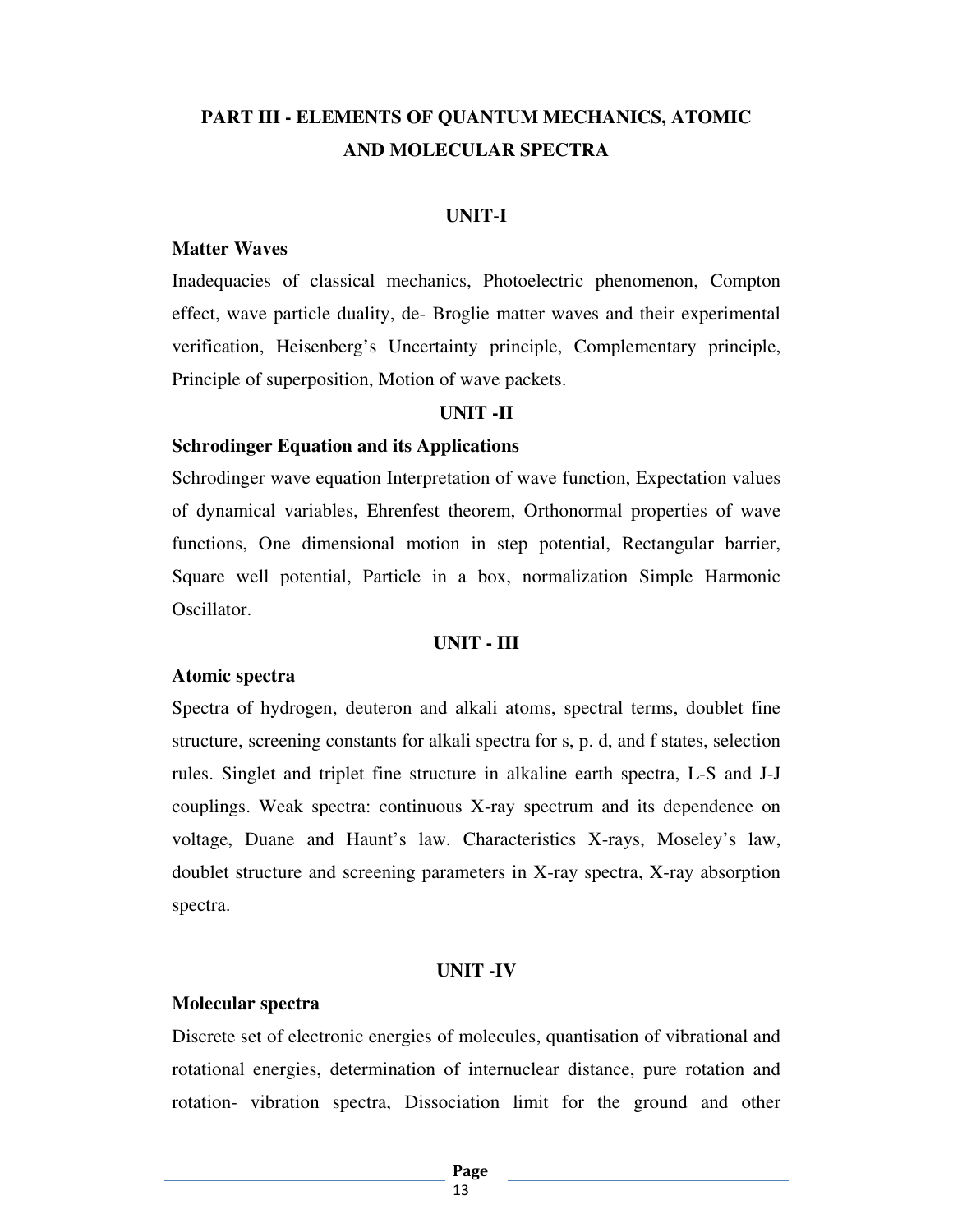# PART III - ELEMENTS OF QUANTUM MECHANICS, ATOMIC AND MOLECULAR SPECTRA

## UNIT-I

### Matter Waves

Inadequacies of classical mechanics, Photoelectric phenomenon, Compton effect, wave particle duality, de- Broglie matter waves and their experimental verification, Heisenberg's Uncertainty principle, Complementary principle, Principle of superposition, Motion of wave packets.

## UNIT -II

### Schrodinger Equation and its Applications

Schrodinger wave equation Interpretation of wave function, Expectation values of dynamical variables, Ehrenfest theorem, Orthonormal properties of wave functions, One dimensional motion in step potential, Rectangular barrier, Square well potential, Particle in a box, normalization Simple Harmonic Oscillator.

## UNIT - III

### Atomic spectra

Spectra of hydrogen, deuteron and alkali atoms, spectral terms, doublet fine structure, screening constants for alkali spectra for s, p. d, and f states, selection rules. Singlet and triplet fine structure in alkaline earth spectra, L-S and J-J couplings. Weak spectra: continuous X-ray spectrum and its dependence on voltage, Duane and Haunt's law. Characteristics X-rays, Moseley's law, doublet structure and screening parameters in X-ray spectra, X-ray absorption spectra.

## UNIT -IV

### Molecular spectra

Discrete set of electronic energies of molecules, quantisation of vibrational and rotational energies, determination of internuclear distance, pure rotation and rotation- vibration spectra, Dissociation limit for the ground and other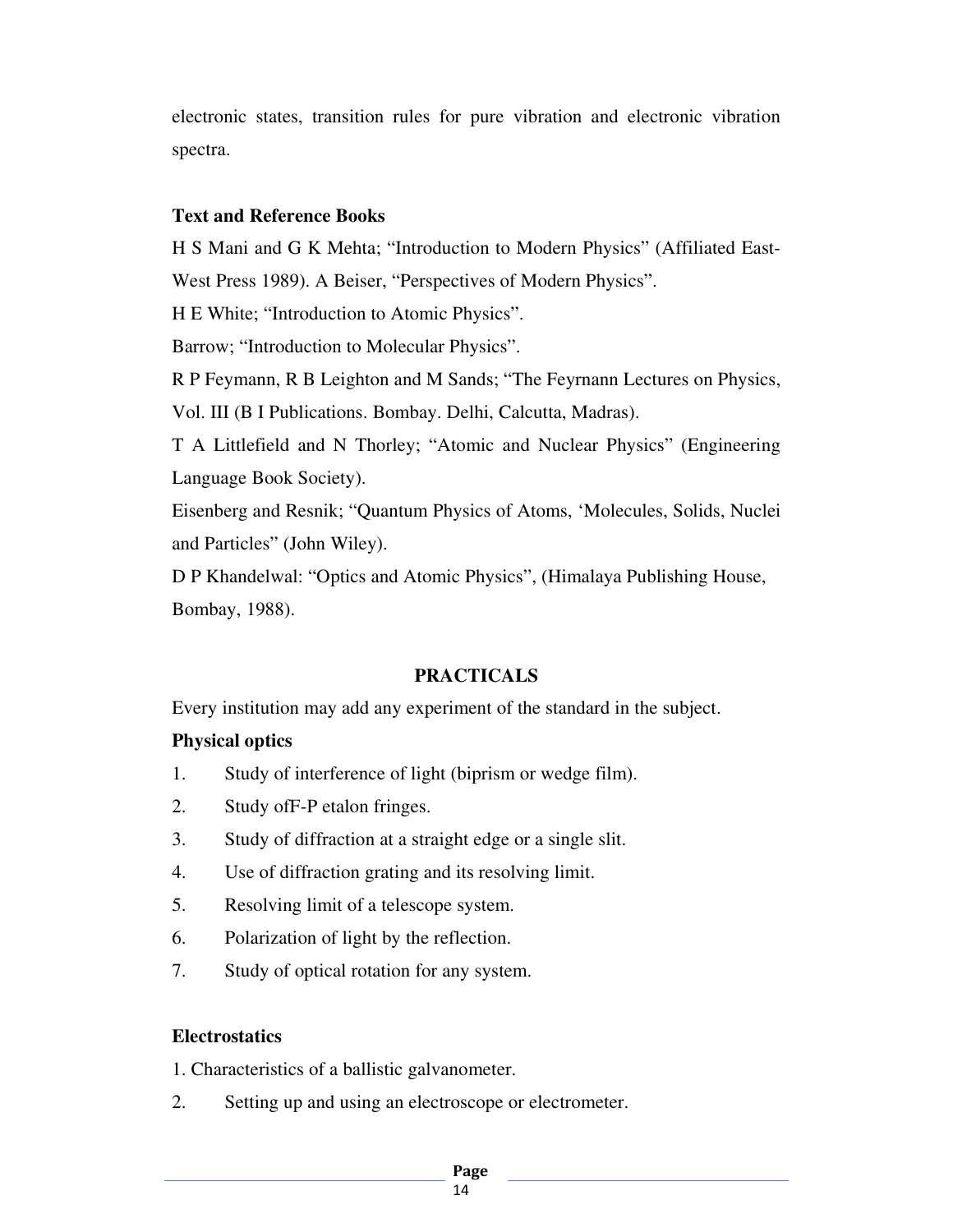electronic states, transition rules for pure vibration and electronic vibration spectra.

**Text and Reference Books**

H S Mani and G K Mehta; "Introduction to Modern Physics" (Affiliated East-West Press 1989). A Beiser, "Perspectives of Modern Physics".

H E White; "Introduction to Atomic Physics".

Barrow; "Introduction to Molecular Physics".

R P Feymann, R B Leighton and M Sands; "The Feyrnann Lectures on Physics, Vol. III (B I Publications. Bombay. Delhi, Calcutta, Madras).

T A Littlefield and N Thorley; "Atomic and Nuclear Physics" (Engineering Language Book Society).

Eisenberg and Resnik; "Quantum Physics of Atoms, 'Molecules, Solids, Nuclei and Particles" (John Wiley).

D P Khandelwal: "Optics and Atomic Physics", (Himalaya Publishing House, Bombay, 1988).

## PRACTICALS

Every institution may add any experiment of the standard in the subject.

**Physical optics**

1. Study of interference of light (biprism or wedge film).
2. Study ofF-P etalon fringes.
3. Study of diffraction at a straight edge or a single slit.
4. Use of diffraction grating and its resolving limit.
5. Resolving limit of a telescope system.
6. Polarization of light by the reflection.
7. Study of optical rotation for any system.

**Electrostatics**

1. Characteristics of a ballistic galvanometer.
2. Setting up and using an electroscope or electrometer.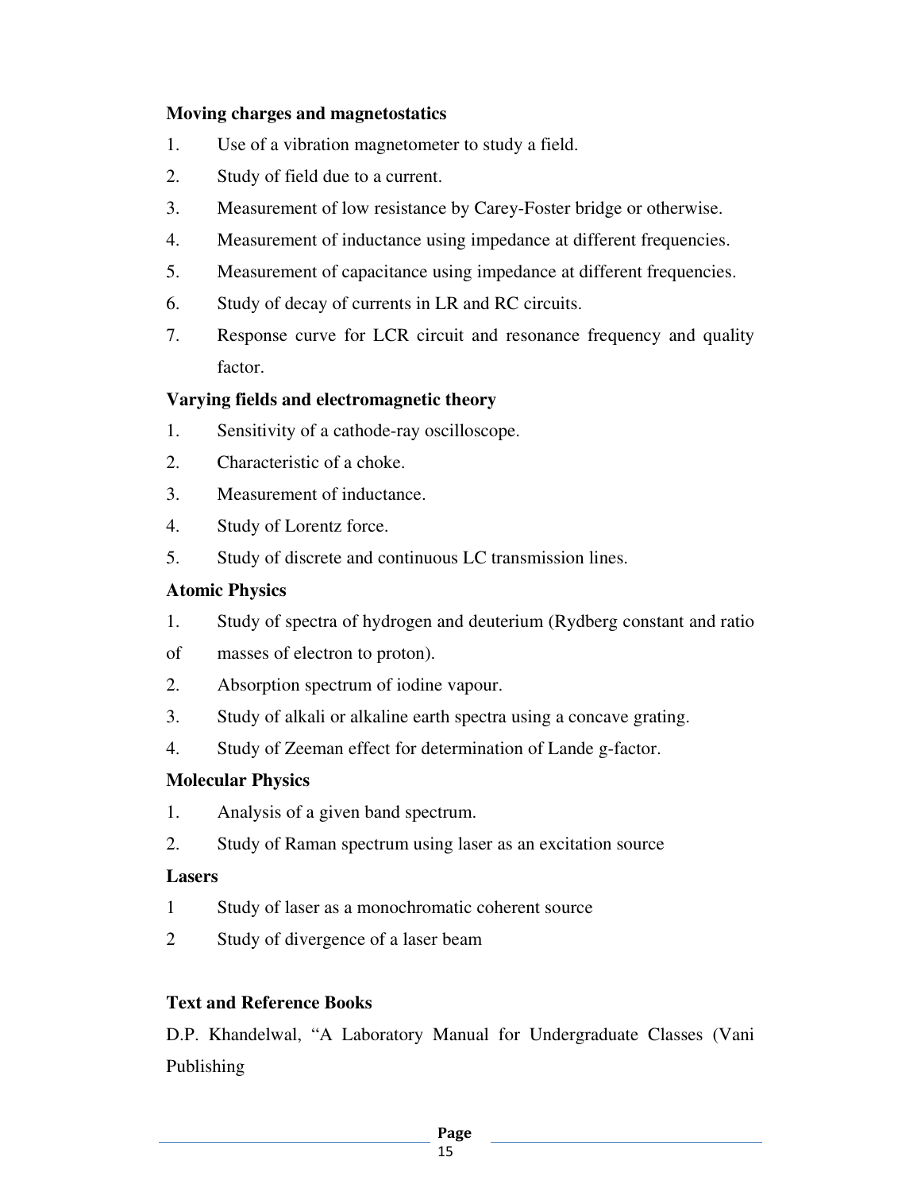**Moving charges and magnetostatics**

1. Use of a vibration magnetometer to study a field.
2. Study of field due to a current.
3. Measurement of low resistance by Carey-Foster bridge or otherwise.
4. Measurement of inductance using impedance at different frequencies.
5. Measurement of capacitance using impedance at different frequencies.
6. Study of decay of currents in LR and RC circuits.
7. Response curve for LCR circuit and resonance frequency and quality factor.

**Varying fields and electromagnetic theory**

1. Sensitivity of a cathode-ray oscilloscope.
2. Characteristic of a choke.
3. Measurement of inductance.
4. Study of Lorentz force.
5. Study of discrete and continuous LC transmission lines.

**Atomic Physics**

1. Study of spectra of hydrogen and deuterium (Rydberg constant and ratio of masses of electron to proton).
2. Absorption spectrum of iodine vapour.
3. Study of alkali or alkaline earth spectra using a concave grating.
4. Study of Zeeman effect for determination of Lande g-factor.

**Molecular Physics**

1. Analysis of a given band spectrum.
2. Study of Raman spectrum using laser as an excitation source

**Lasers**

1 Study of laser as a monochromatic coherent source

2 Study of divergence of a laser beam

**Text and Reference Books**

D.P. Khandelwal, "A Laboratory Manual for Undergraduate Classes (Vani Publishing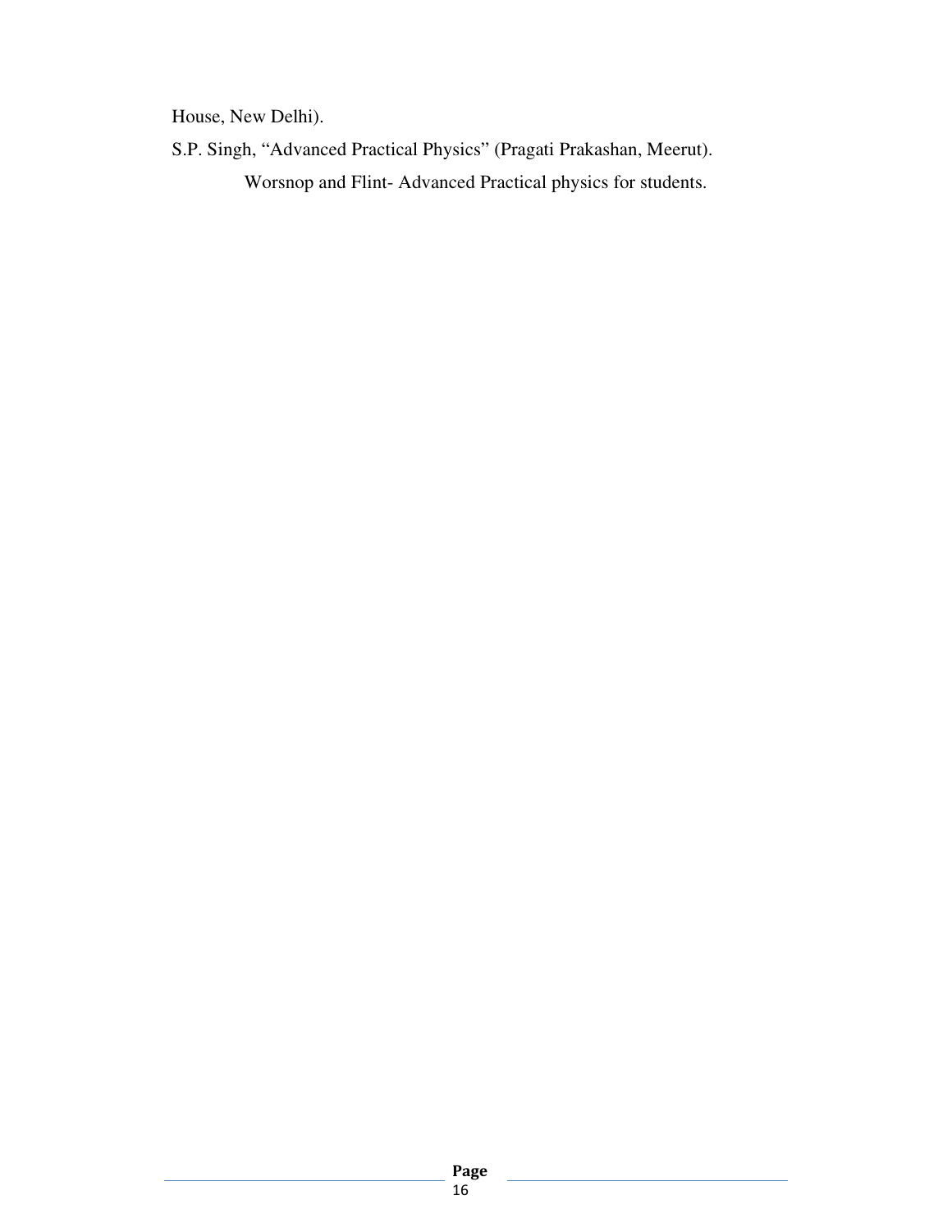House, New Delhi).

S.P. Singh, “Advanced Practical Physics” (Pragati Prakashan, Meerut).

Worsnop and Flint- Advanced Practical physics for students.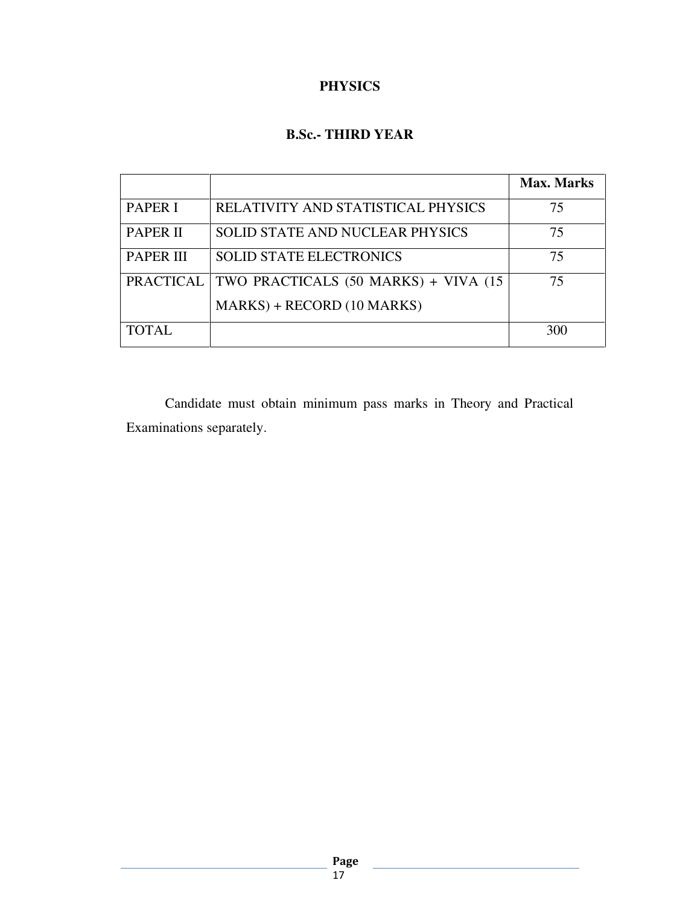# PHYSICS

## B.Sc.- THIRD YEAR

| | | Max. Marks |
|---|---|---|
| PAPER I | RELATIVITY AND STATISTICAL PHYSICS | 75 |
| PAPER II | SOLID STATE AND NUCLEAR PHYSICS | 75 |
| PAPER III | SOLID STATE ELECTRONICS | 75 |
| PRACTICAL | TWO PRACTICALS (50 MARKS) + VIVA (15 MARKS) + RECORD (10 MARKS) | 75 |
| TOTAL | | 300 |

Candidate must obtain minimum pass marks in Theory and Practical Examinations separately.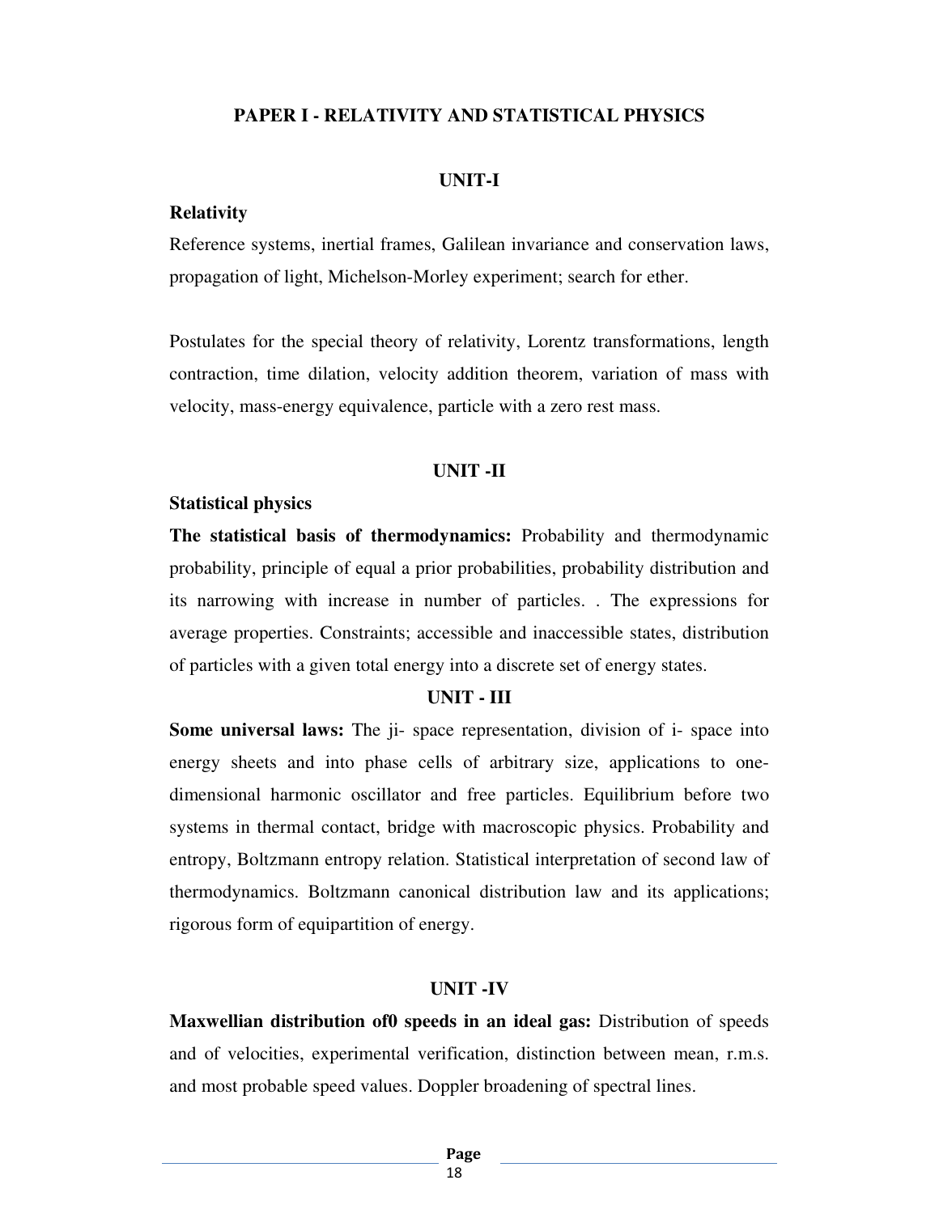## PAPER I - RELATIVITY AND STATISTICAL PHYSICS

### UNIT-I

**Relativity**

Reference systems, inertial frames, Galilean invariance and conservation laws, propagation of light, Michelson-Morley experiment; search for ether.

Postulates for the special theory of relativity, Lorentz transformations, length contraction, time dilation, velocity addition theorem, variation of mass with velocity, mass-energy equivalence, particle with a zero rest mass.

### UNIT -II

**Statistical physics**

**The statistical basis of thermodynamics:** Probability and thermodynamic probability, principle of equal a prior probabilities, probability distribution and its narrowing with increase in number of particles. . The expressions for average properties. Constraints; accessible and inaccessible states, distribution of particles with a given total energy into a discrete set of energy states.

### UNIT - III

**Some universal laws:** The ji- space representation, division of i- space into energy sheets and into phase cells of arbitrary size, applications to one-dimensional harmonic oscillator and free particles. Equilibrium before two systems in thermal contact, bridge with macroscopic physics. Probability and entropy, Boltzmann entropy relation. Statistical interpretation of second law of thermodynamics. Boltzmann canonical distribution law and its applications; rigorous form of equipartition of energy.

### UNIT -IV

**Maxwellian distribution of0 speeds in an ideal gas:** Distribution of speeds and of velocities, experimental verification, distinction between mean, r.m.s. and most probable speed values. Doppler broadening of spectral lines.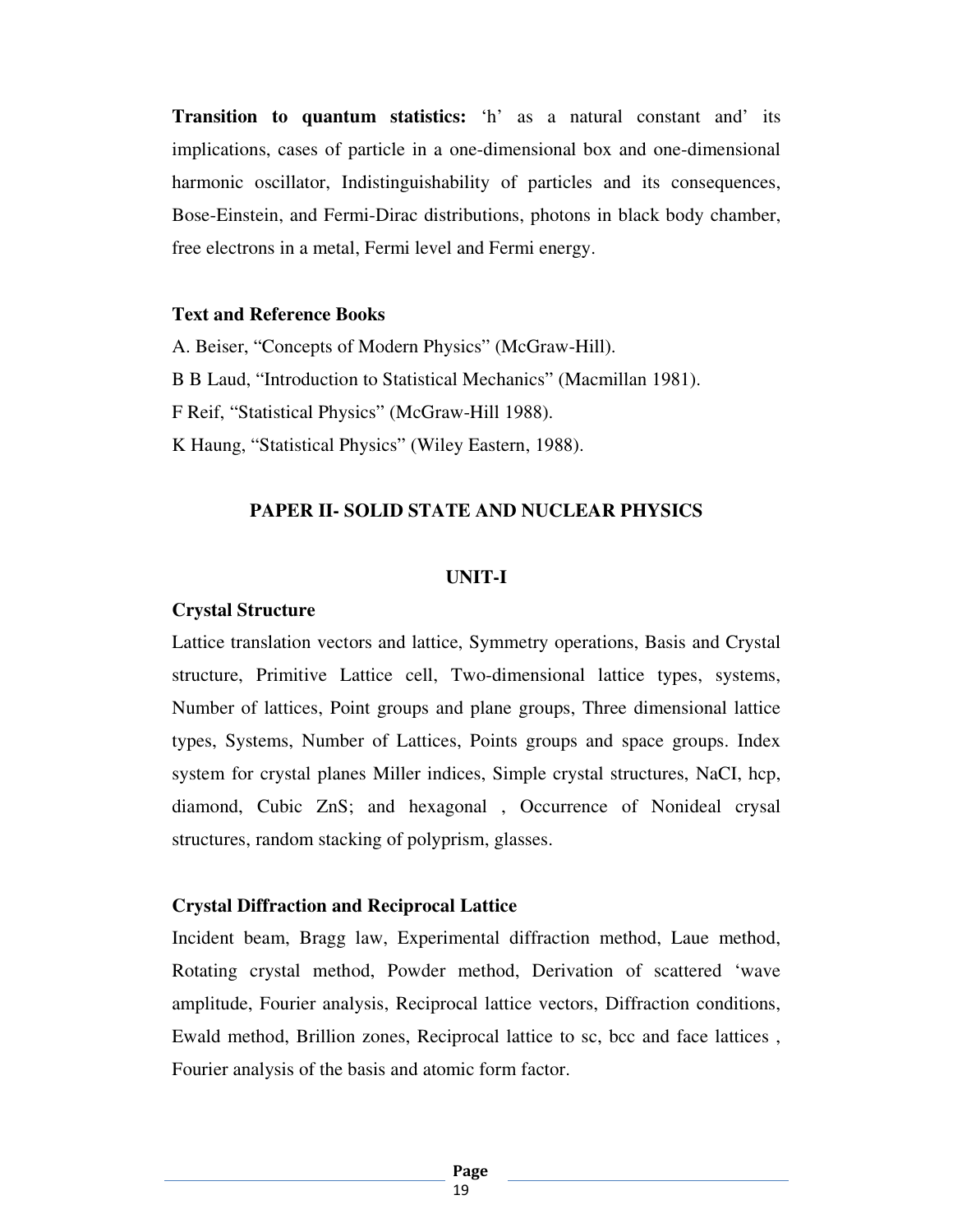**Transition to quantum statistics:** 'h' as a natural constant and' its implications, cases of particle in a one-dimensional box and one-dimensional harmonic oscillator, Indistinguishability of particles and its consequences, Bose-Einstein, and Fermi-Dirac distributions, photons in black body chamber, free electrons in a metal, Fermi level and Fermi energy.

**Text and Reference Books**

A. Beiser, "Concepts of Modern Physics" (McGraw-Hill).

B B Laud, "Introduction to Statistical Mechanics" (Macmillan 1981).

F Reif, "Statistical Physics" (McGraw-Hill 1988).

K Haung, "Statistical Physics" (Wiley Eastern, 1988).

## PAPER II- SOLID STATE AND NUCLEAR PHYSICS

### UNIT-I

**Crystal Structure**

Lattice translation vectors and lattice, Symmetry operations, Basis and Crystal structure, Primitive Lattice cell, Two-dimensional lattice types, systems, Number of lattices, Point groups and plane groups, Three dimensional lattice types, Systems, Number of Lattices, Points groups and space groups. Index system for crystal planes Miller indices, Simple crystal structures, NaCI, hcp, diamond, Cubic ZnS; and hexagonal , Occurrence of Nonideal crysal structures, random stacking of polyprism, glasses.

**Crystal Diffraction and Reciprocal Lattice**

Incident beam, Bragg law, Experimental diffraction method, Laue method, Rotating crystal method, Powder method, Derivation of scattered 'wave amplitude, Fourier analysis, Reciprocal lattice vectors, Diffraction conditions, Ewald method, Brillion zones, Reciprocal lattice to sc, bcc and face lattices , Fourier analysis of the basis and atomic form factor.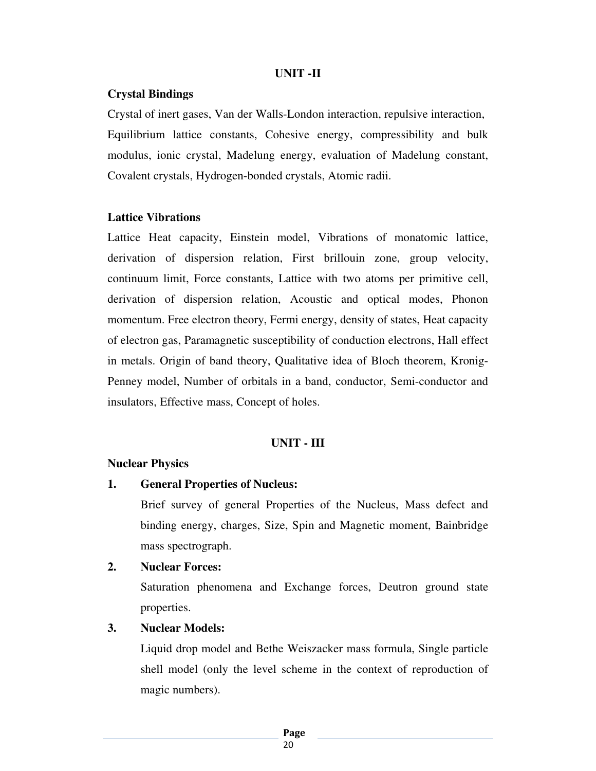## UNIT -II

### Crystal Bindings

Crystal of inert gases, Van der Walls-London interaction, repulsive interaction, Equilibrium lattice constants, Cohesive energy, compressibility and bulk modulus, ionic crystal, Madelung energy, evaluation of Madelung constant, Covalent crystals, Hydrogen-bonded crystals, Atomic radii.

### Lattice Vibrations

Lattice Heat capacity, Einstein model, Vibrations of monatomic lattice, derivation of dispersion relation, First brillouin zone, group velocity, continuum limit, Force constants, Lattice with two atoms per primitive cell, derivation of dispersion relation, Acoustic and optical modes, Phonon momentum. Free electron theory, Fermi energy, density of states, Heat capacity of electron gas, Paramagnetic susceptibility of conduction electrons, Hall effect in metals. Origin of band theory, Qualitative idea of Bloch theorem, Kronig-Penney model, Number of orbitals in a band, conductor, Semi-conductor and insulators, Effective mass, Concept of holes.

## UNIT - III

### Nuclear Physics

1. **General Properties of Nucleus:**

   Brief survey of general Properties of the Nucleus, Mass defect and binding energy, charges, Size, Spin and Magnetic moment, Bainbridge mass spectrograph.

2. **Nuclear Forces:**

   Saturation phenomena and Exchange forces, Deutron ground state properties.

3. **Nuclear Models:**

   Liquid drop model and Bethe Weiszacker mass formula, Single particle shell model (only the level scheme in the context of reproduction of magic numbers).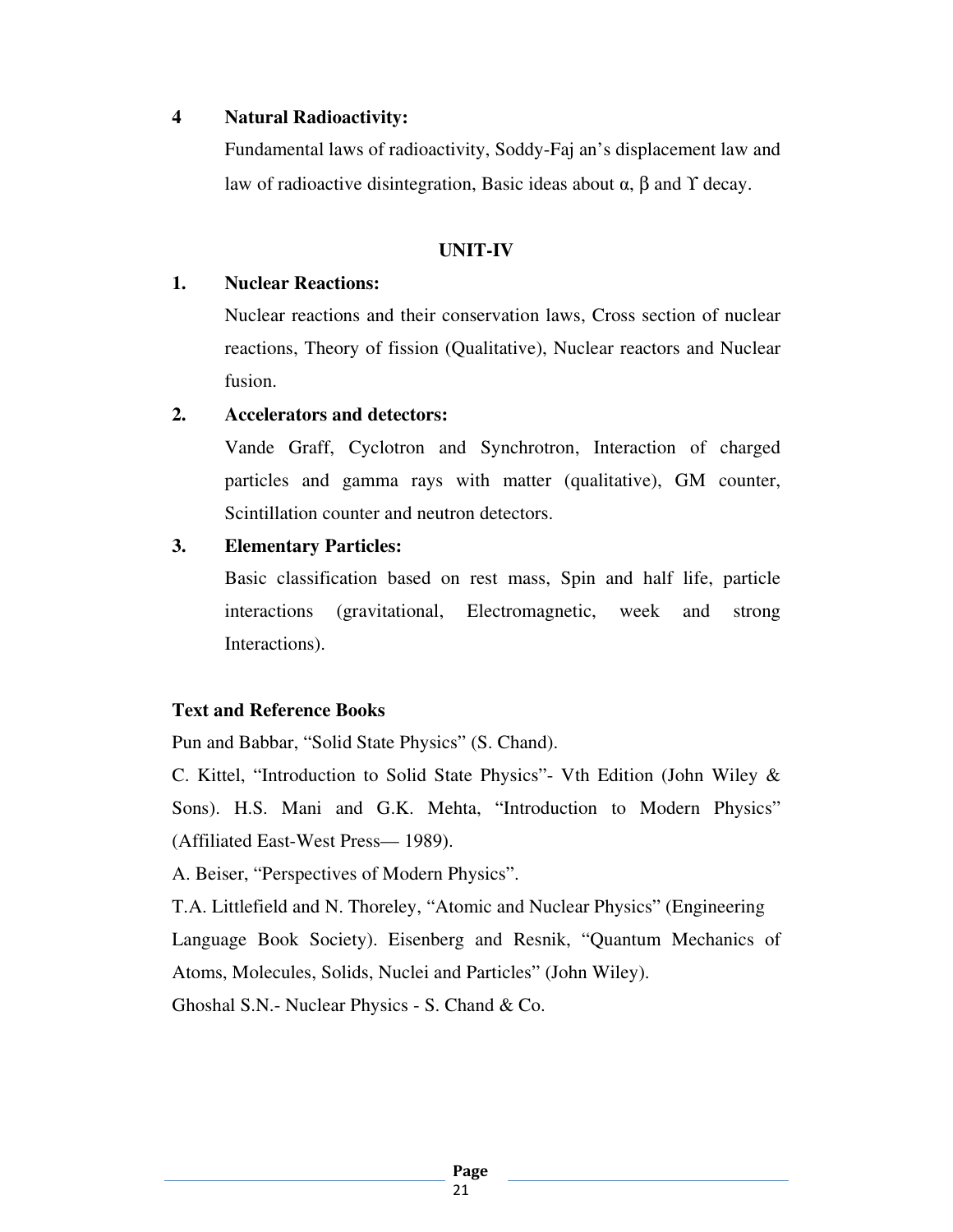**4 Natural Radioactivity:**

Fundamental laws of radioactivity, Soddy-Faj an's displacement law and law of radioactive disintegration, Basic ideas about $\alpha$, $\beta$ and $\Upsilon$ decay.

## UNIT-IV

**1. Nuclear Reactions:**

Nuclear reactions and their conservation laws, Cross section of nuclear reactions, Theory of fission (Qualitative), Nuclear reactors and Nuclear fusion.

**2. Accelerators and detectors:**

Vande Graff, Cyclotron and Synchrotron, Interaction of charged particles and gamma rays with matter (qualitative), GM counter, Scintillation counter and neutron detectors.

**3. Elementary Particles:**

Basic classification based on rest mass, Spin and half life, particle interactions (gravitational, Electromagnetic, week and strong Interactions).

**Text and Reference Books**

Pun and Babbar, "Solid State Physics" (S. Chand).

C. Kittel, "Introduction to Solid State Physics"- Vth Edition (John Wiley & Sons). H.S. Mani and G.K. Mehta, "Introduction to Modern Physics" (Affiliated East-West Press— 1989).

A. Beiser, "Perspectives of Modern Physics".

T.A. Littlefield and N. Thoreley, "Atomic and Nuclear Physics" (Engineering Language Book Society). Eisenberg and Resnik, "Quantum Mechanics of Atoms, Molecules, Solids, Nuclei and Particles" (John Wiley).

Ghoshal S.N.- Nuclear Physics - S. Chand & Co.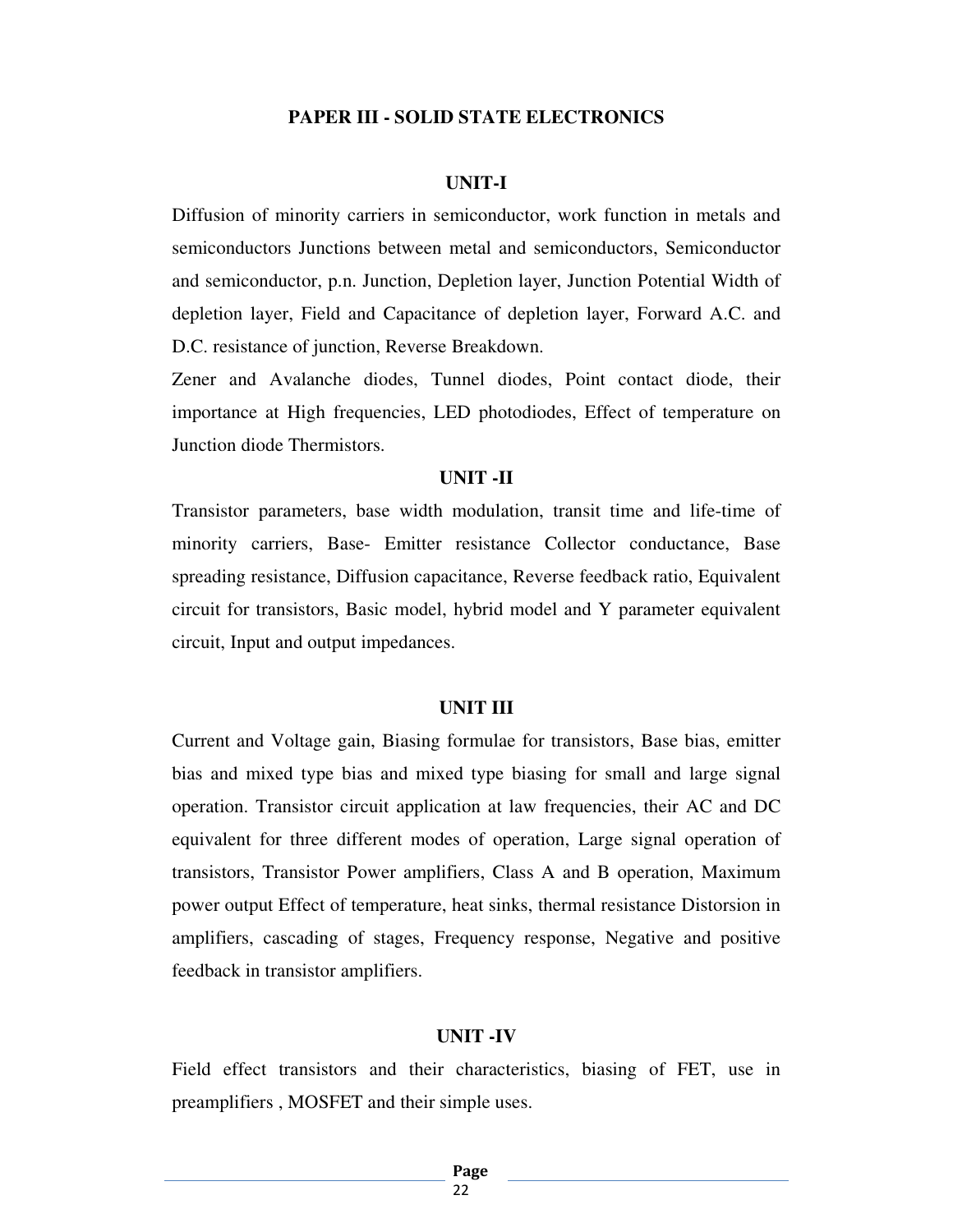## PAPER III - SOLID STATE ELECTRONICS

### UNIT-I

Diffusion of minority carriers in semiconductor, work function in metals and semiconductors Junctions between metal and semiconductors, Semiconductor and semiconductor, p.n. Junction, Depletion layer, Junction Potential Width of depletion layer, Field and Capacitance of depletion layer, Forward A.C. and D.C. resistance of junction, Reverse Breakdown.

Zener and Avalanche diodes, Tunnel diodes, Point contact diode, their importance at High frequencies, LED photodiodes, Effect of temperature on Junction diode Thermistors.

### UNIT -II

Transistor parameters, base width modulation, transit time and life-time of minority carriers, Base- Emitter resistance Collector conductance, Base spreading resistance, Diffusion capacitance, Reverse feedback ratio, Equivalent circuit for transistors, Basic model, hybrid model and Y parameter equivalent circuit, Input and output impedances.

### UNIT III

Current and Voltage gain, Biasing formulae for transistors, Base bias, emitter bias and mixed type bias and mixed type biasing for small and large signal operation. Transistor circuit application at law frequencies, their AC and DC equivalent for three different modes of operation, Large signal operation of transistors, Transistor Power amplifiers, Class A and B operation, Maximum power output Effect of temperature, heat sinks, thermal resistance Distorsion in amplifiers, cascading of stages, Frequency response, Negative and positive feedback in transistor amplifiers.

### UNIT -IV

Field effect transistors and their characteristics, biasing of FET, use in preamplifiers , MOSFET and their simple uses.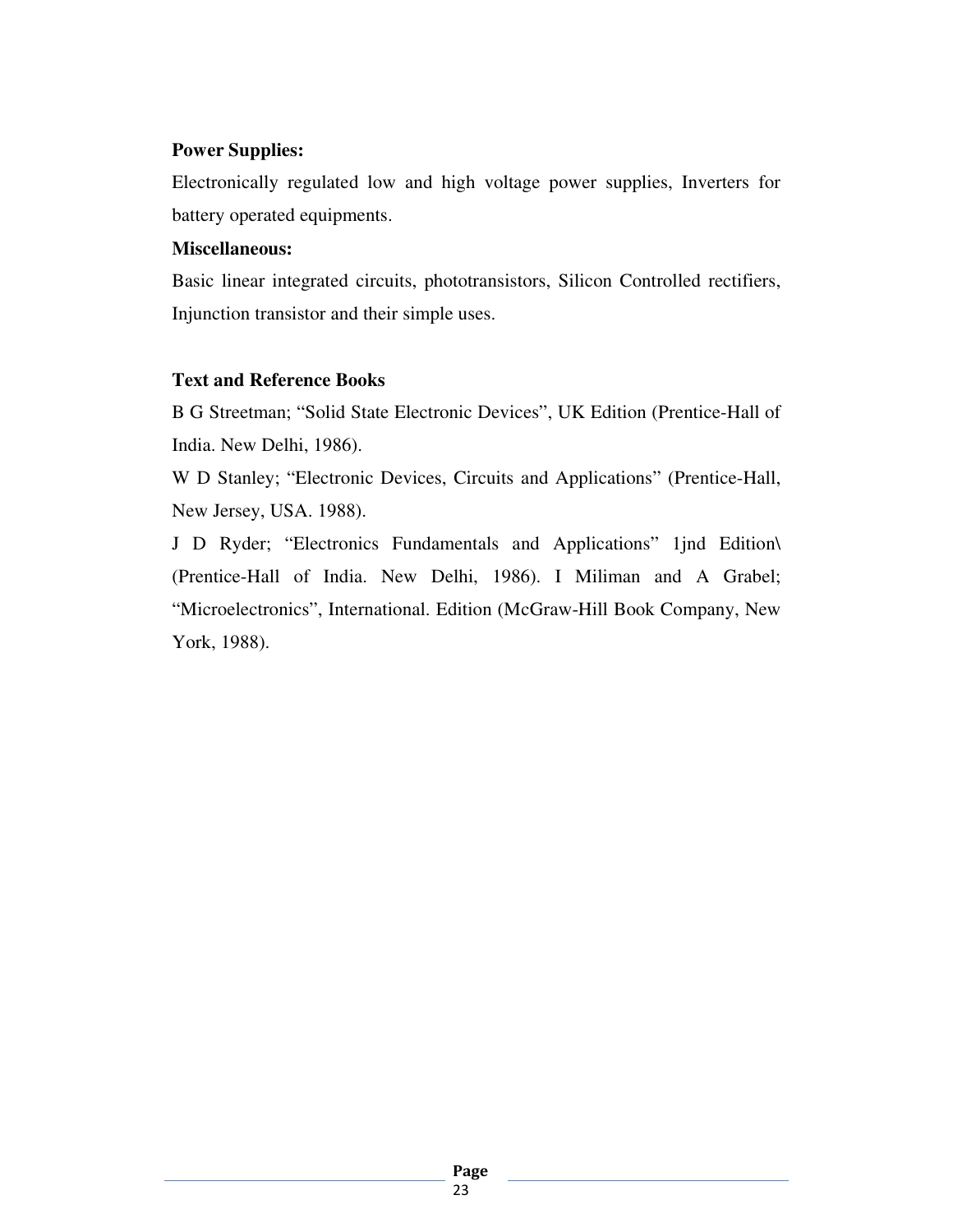**Power Supplies:**

Electronically regulated low and high voltage power supplies, Inverters for battery operated equipments.

**Miscellaneous:**

Basic linear integrated circuits, phototransistors, Silicon Controlled rectifiers, Injunction transistor and their simple uses.

**Text and Reference Books**

B G Streetman; "Solid State Electronic Devices", UK Edition (Prentice-Hall of India. New Delhi, 1986).

W D Stanley; "Electronic Devices, Circuits and Applications" (Prentice-Hall, New Jersey, USA. 1988).

J D Ryder; "Electronics Fundamentals and Applications" 1jnd Edition\ (Prentice-Hall of India. New Delhi, 1986). I Miliman and A Grabel; "Microelectronics", International. Edition (McGraw-Hill Book Company, New York, 1988).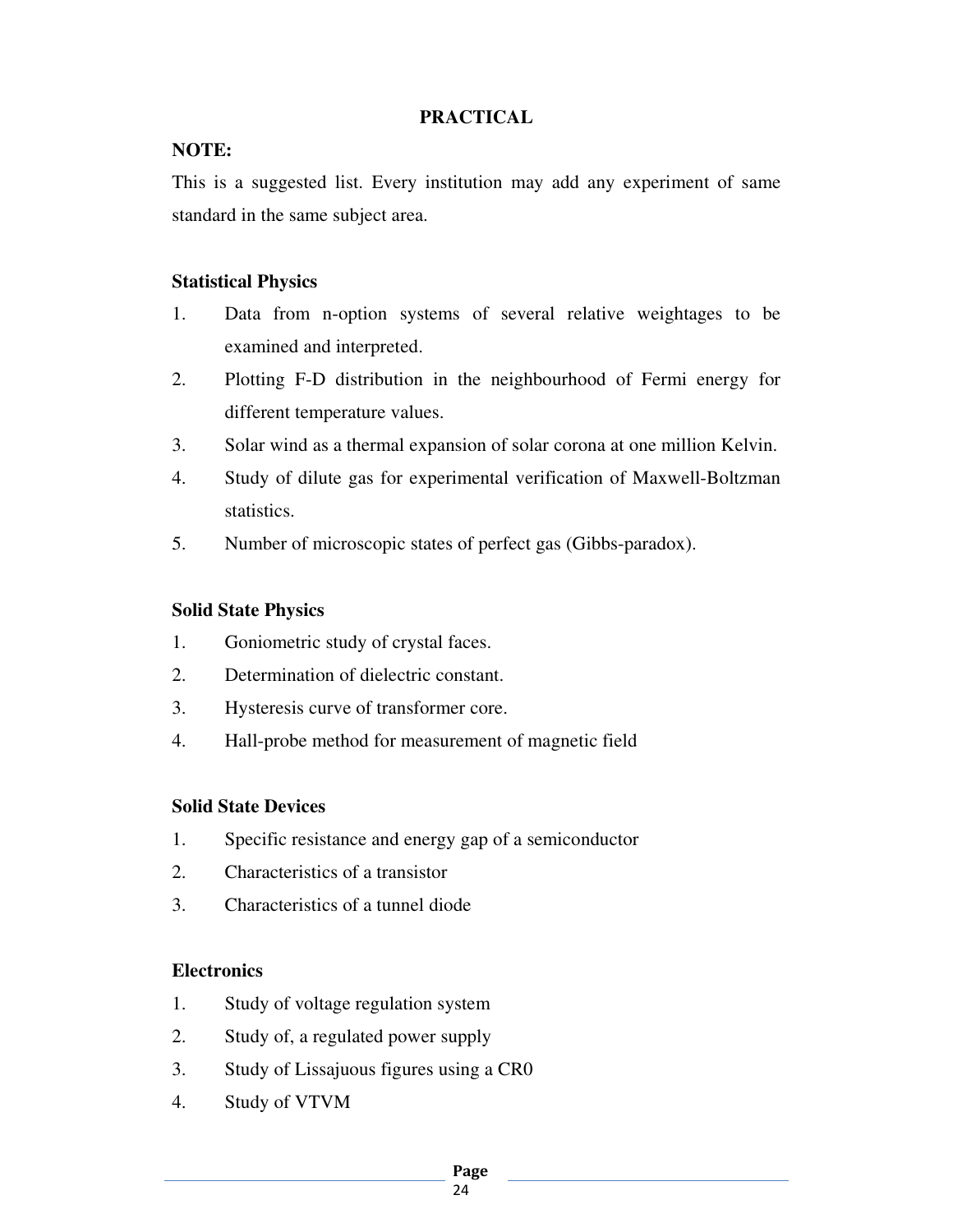## PRACTICAL

**NOTE:**

This is a suggested list. Every institution may add any experiment of same standard in the same subject area.

### Statistical Physics

1. Data from n-option systems of several relative weightages to be examined and interpreted.
2. Plotting F-D distribution in the neighbourhood of Fermi energy for different temperature values.
3. Solar wind as a thermal expansion of solar corona at one million Kelvin.
4. Study of dilute gas for experimental verification of Maxwell-Boltzman statistics.
5. Number of microscopic states of perfect gas (Gibbs-paradox).

### Solid State Physics

1. Goniometric study of crystal faces.
2. Determination of dielectric constant.
3. Hysteresis curve of transformer core.
4. Hall-probe method for measurement of magnetic field

### Solid State Devices

1. Specific resistance and energy gap of a semiconductor
2. Characteristics of a transistor
3. Characteristics of a tunnel diode

### Electronics

1. Study of voltage regulation system
2. Study of, a regulated power supply
3. Study of Lissajuous figures using a CR0
4. Study of VTVM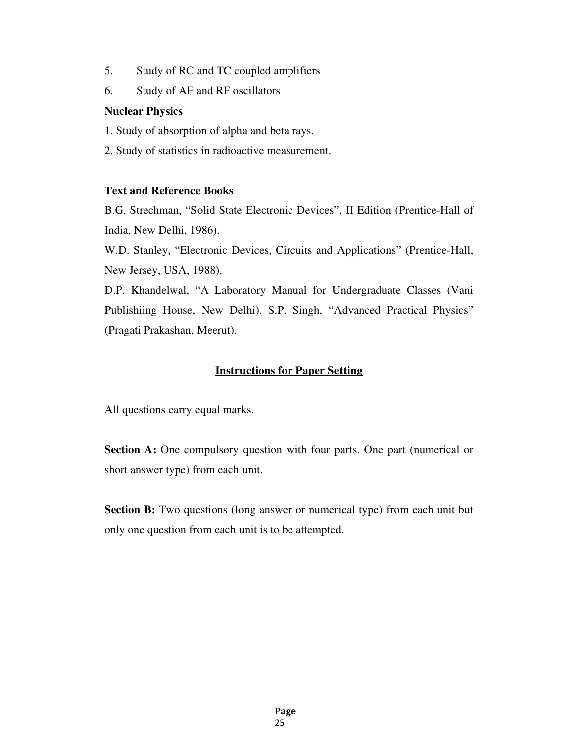5. Study of RC and TC coupled amplifiers
6. Study of AF and RF oscillators

**Nuclear Physics**

1. Study of absorption of alpha and beta rays.
2. Study of statistics in radioactive measurement.

**Text and Reference Books**

B.G. Strechman, "Solid State Electronic Devices". II Edition (Prentice-Hall of India, New Delhi, 1986).

W.D. Stanley, "Electronic Devices, Circuits and Applications" (Prentice-Hall, New Jersey, USA, 1988).

D.P. Khandelwal, "A Laboratory Manual for Undergraduate Classes (Vani Publishiing House, New Delhi). S.P. Singh, "Advanced Practical Physics" (Pragati Prakashan, Meerut).

## Instructions for Paper Setting

All questions carry equal marks.

**Section A:** One compulsory question with four parts. One part (numerical or short answer type) from each unit.

**Section B:** Two questions (long answer or numerical type) from each unit but only one question from each unit is to be attempted.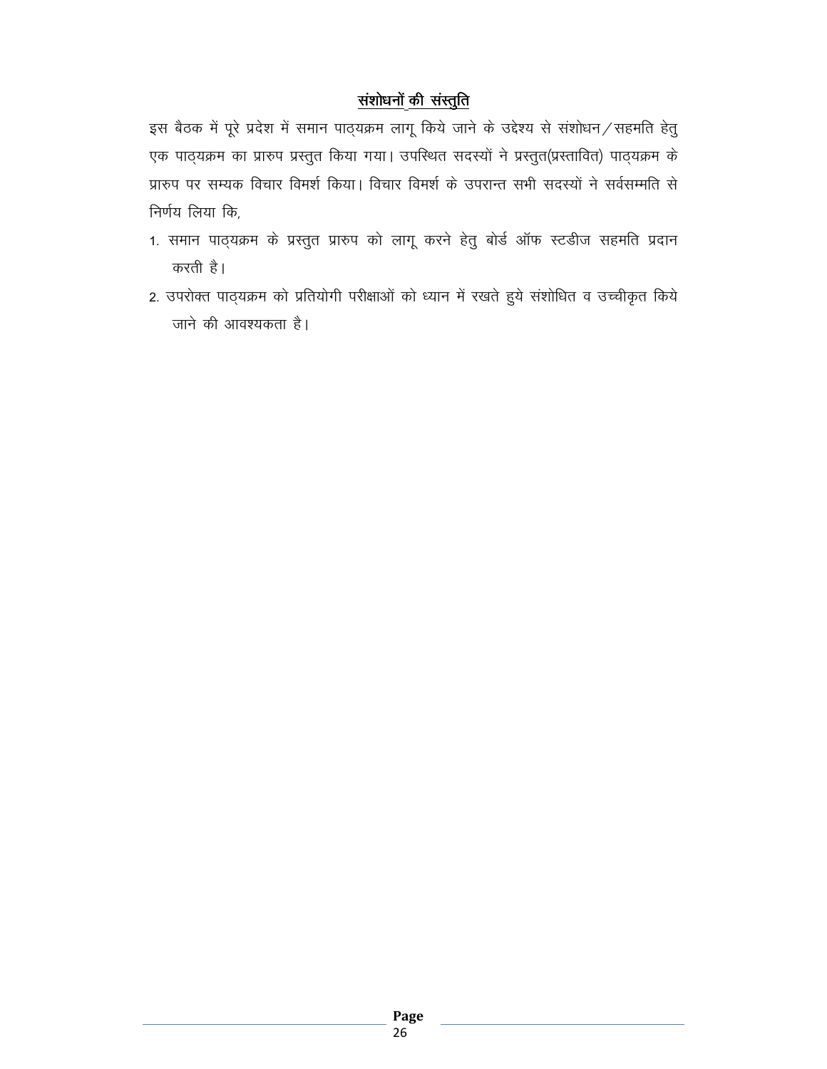## संशोधनों की संस्तुति

इस बैठक में पूरे प्रदेश में समान पाठ्यक्रम लागू किये जाने के उद्देश्य से संशोधन/सहमति हेतु एक पाठ्यक्रम का प्रारुप प्रस्तुत किया गया। उपस्थित सदस्यों ने प्रस्तुत(प्रस्तावित) पाठ्यक्रम के प्रारुप पर सम्यक विचार विमर्श किया। विचार विमर्श के उपरान्त सभी सदस्यों ने सर्वसम्मति से निर्णय लिया कि,

1. समान पाठ्यक्रम के प्रस्तुत प्रारुप को लागू करने हेतु बोर्ड ऑफ स्टडीज सहमति प्रदान करती है।
2. उपरोक्त पाठ्यक्रम को प्रतियोगी परीक्षाओं को ध्यान में रखते हुये संशोधित व उच्चीकृत किये जाने की आवश्यकता है।